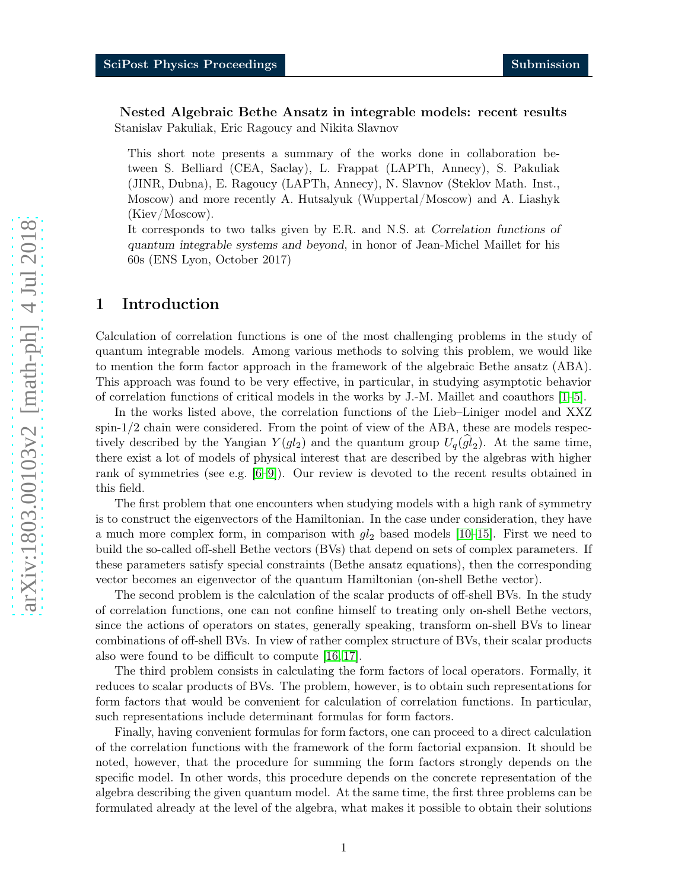# Nested Algebraic Bethe Ansatz in integrable models: recent results

Stanislav Pakuliak, Eric Ragoucy and Nikita Slavnov

This short note presents a summary of the works done in collaboration between S. Belliard (CEA, Saclay), L. Frappat (LAPTh, Annecy), S. Pakuliak (JINR, Dubna), E. Ragoucy (LAPTh, Annecy), N. Slavnov (Steklov Math. Inst., Moscow) and more recently A. Hutsalyuk (Wuppertal/Moscow) and A. Liashyk (Kiev/Moscow).

It corresponds to two talks given by E.R. and N.S. at *Correlation functions of quantum integrable systems and beyond*, in honor of Jean-Michel Maillet for his 60s (ENS Lyon, October 2017)

## 1 Introduction

Calculation of correlation functions is one of the most challenging problems in the study of quantum integrable models. Among various methods to solving this problem, we would like to mention the form factor approach in the framework of the algebraic Bethe ansatz (ABA). This approach was found to be very effective, in particular, in studying asymptotic behavior of correlation functions of critical models in the works by J.-M. Maillet and coauthors [1–5].

In the works listed above, the correlation functions of the Lieb–Liniger model and XXZ spin-1/2 chain were considered. From the point of view of the ABA, these are models respectively described by the Yangian $Y(gl_2)$ and the quantum group $U_q(\widehat{gl}_2)$. At the same time, there exist a lot of models of physical interest that are described by the algebras with higher rank of symmetries (see e.g. [6–9]). Our review is devoted to the recent results obtained in this field.

The first problem that one encounters when studying models with a high rank of symmetry is to construct the eigenvectors of the Hamiltonian. In the case under consideration, they have a much more complex form, in comparison with $gl_2$ based models [10–15]. First we need to build the so-called off-shell Bethe vectors (BVs) that depend on sets of complex parameters. If these parameters satisfy special constraints (Bethe ansatz equations), then the corresponding vector becomes an eigenvector of the quantum Hamiltonian (on-shell Bethe vector).

The second problem is the calculation of the scalar products of off-shell BVs. In the study of correlation functions, one can not confine himself to treating only on-shell Bethe vectors, since the actions of operators on states, generally speaking, transform on-shell BVs to linear combinations of off-shell BVs. In view of rather complex structure of BVs, their scalar products also were found to be difficult to compute [16, 17].

The third problem consists in calculating the form factors of local operators. Formally, it reduces to scalar products of BVs. The problem, however, is to obtain such representations for form factors that would be convenient for calculation of correlation functions. In particular, such representations include determinant formulas for form factors.

Finally, having convenient formulas for form factors, one can proceed to a direct calculation of the correlation functions with the framework of the form factorial expansion. It should be noted, however, that the procedure for summing the form factors strongly depends on the specific model. In other words, this procedure depends on the concrete representation of the algebra describing the given quantum model. At the same time, the first three problems can be formulated already at the level of the algebra, what makes it possible to obtain their solutions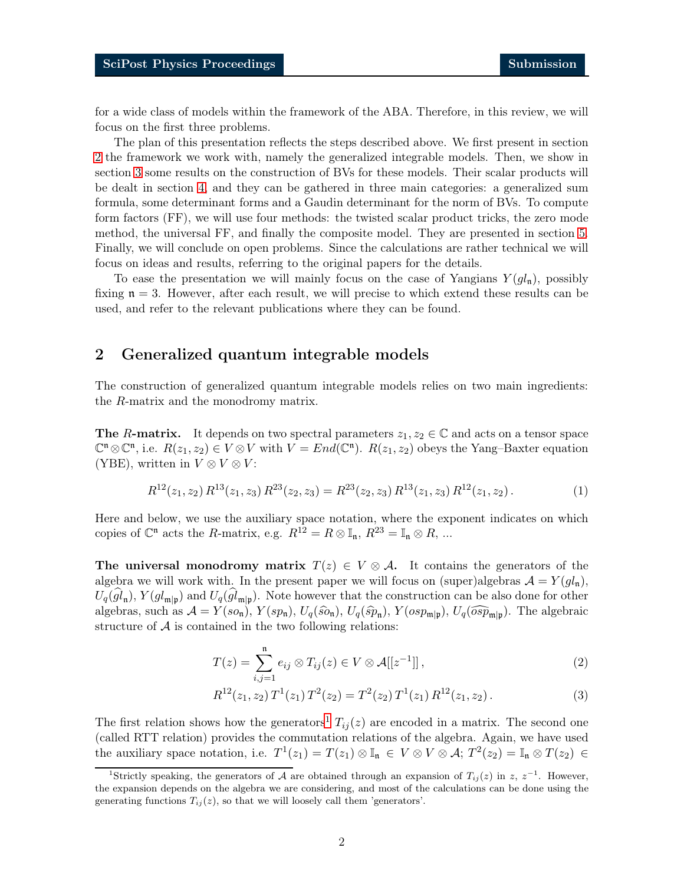for a wide class of models within the framework of the ABA. Therefore, in this review, we will focus on the first three problems.

The plan of this presentation reflects the steps described above. We first present in section 2 the framework we work with, namely the generalized integrable models. Then, we show in section 3 some results on the construction of BVs for these models. Their scalar products will be dealt in section 4, and they can be gathered in three main categories: a generalized sum formula, some determinant forms and a Gaudin determinant for the norm of BVs. To compute form factors (FF), we will use four methods: the twisted scalar product tricks, the zero mode method, the universal FF, and finally the composite model. They are presented in section 5. Finally, we will conclude on open problems. Since the calculations are rather technical we will focus on ideas and results, referring to the original papers for the details.

To ease the presentation we will mainly focus on the case of Yangians $Y(gl_{\mathfrak{n}})$, possibly fixing $\mathfrak{n} = 3$. However, after each result, we will precise to which extend these results can be used, and refer to the relevant publications where they can be found.

## 2 Generalized quantum integrable models

The construction of generalized quantum integrable models relies on two main ingredients: the $R$-matrix and the monodromy matrix.

**The $R$-matrix.** It depends on two spectral parameters $z_1, z_2 \in \mathbb{C}$ and acts on a tensor space $\mathbb{C}^{\mathfrak{n}} \otimes \mathbb{C}^{\mathfrak{n}}$, i.e. $R(z_1, z_2) \in V \otimes V$ with $V = End(\mathbb{C}^{\mathfrak{n}})$. $R(z_1, z_2)$ obeys the Yang–Baxter equation (YBE), written in $V \otimes V \otimes V$:

$$R^{12}(z_1, z_2)\, R^{13}(z_1, z_3)\, R^{23}(z_2, z_3) = R^{23}(z_2, z_3)\, R^{13}(z_1, z_3)\, R^{12}(z_1, z_2)\,. \tag{1}$$

Here and below, we use the auxiliary space notation, where the exponent indicates on which copies of $\mathbb{C}^{\mathfrak{n}}$ acts the $R$-matrix, e.g. $R^{12} = R \otimes \mathbb{I}_{\mathfrak{n}}$, $R^{23} = \mathbb{I}_{\mathfrak{n}} \otimes R$, ...

**The universal monodromy matrix $T(z) \in V \otimes \mathcal{A}$.** It contains the generators of the algebra we will work with. In the present paper we will focus on (super)algebras $\mathcal{A} = Y(gl_{\mathfrak{n}})$, $U_q(\widehat{gl}_{\mathfrak{n}})$, $Y(gl_{\mathfrak{m}|\mathfrak{p}})$ and $U_q(\widehat{gl}_{\mathfrak{m}|\mathfrak{p}})$. Note however that the construction can be also done for other algebras, such as $\mathcal{A} = Y(so_{\mathfrak{n}})$, $Y(sp_{\mathfrak{n}})$, $U_q(\widehat{so}_{\mathfrak{n}})$, $U_q(\widehat{sp}_{\mathfrak{n}})$, $Y(osp_{\mathfrak{m}|\mathfrak{p}})$, $U_q(\widehat{osp}_{\mathfrak{m}|\mathfrak{p}})$. The algebraic structure of $\mathcal{A}$ is contained in the two following relations:

$$T(z) = \sum_{i,j=1}^{\mathfrak{n}} e_{ij} \otimes T_{ij}(z) \in V \otimes \mathcal{A}[[z^{-1}]]\,, \tag{2}$$

$$R^{12}(z_1, z_2)\, T^1(z_1)\, T^2(z_2) = T^2(z_2)\, T^1(z_1)\, R^{12}(z_1, z_2)\,. \tag{3}$$

The first relation shows how the generators[1] $T_{ij}(z)$ are encoded in a matrix. The second one (called RTT relation) provides the commutation relations of the algebra. Again, we have used the auxiliary space notation, i.e. $T^1(z_1) = T(z_1) \otimes \mathbb{I}_{\mathfrak{n}} \in V \otimes V \otimes \mathcal{A}$; $T^2(z_2) = \mathbb{I}_{\mathfrak{n}} \otimes T(z_2) \in$

[1] Strictly speaking, the generators of $\mathcal{A}$ are obtained through an expansion of $T_{ij}(z)$ in $z$, $z^{-1}$. However, the expansion depends on the algebra we are considering, and most of the calculations can be done using the generating functions $T_{ij}(z)$, so that we will loosely call them 'generators'.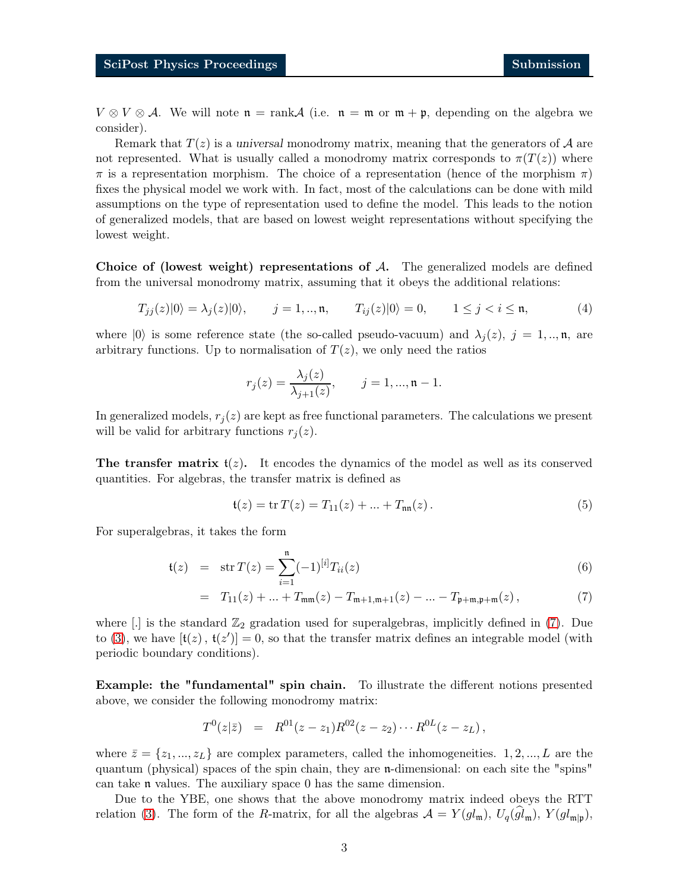$V \otimes V \otimes \mathcal{A}$. We will note $\mathfrak{n} = \text{rank}\mathcal{A}$ (i.e. $\mathfrak{n} = \mathfrak{m}$ or $\mathfrak{m} + \mathfrak{p}$, depending on the algebra we consider).

Remark that $T(z)$ is a *universal* monodromy matrix, meaning that the generators of $\mathcal{A}$ are not represented. What is usually called a monodromy matrix corresponds to $\pi(T(z))$ where $\pi$ is a representation morphism. The choice of a representation (hence of the morphism $\pi$) fixes the physical model we work with. In fact, most of the calculations can be done with mild assumptions on the type of representation used to define the model. This leads to the notion of generalized models, that are based on lowest weight representations without specifying the lowest weight.

**Choice of (lowest weight) representations of $\mathcal{A}$.** The generalized models are defined from the universal monodromy matrix, assuming that it obeys the additional relations:

$$T_{jj}(z)|0\rangle = \lambda_j(z)|0\rangle, \qquad j = 1,..,\mathfrak{n}, \qquad T_{ij}(z)|0\rangle = 0, \qquad 1 \le j < i \le \mathfrak{n}, \tag{4}$$

where $|0\rangle$ is some reference state (the so-called pseudo-vacuum) and $\lambda_j(z)$, $j = 1,..,\mathfrak{n}$, are arbitrary functions. Up to normalisation of $T(z)$, we only need the ratios

$$r_j(z) = \frac{\lambda_j(z)}{\lambda_{j+1}(z)}, \qquad j = 1, ..., \mathfrak{n} - 1.$$

In generalized models, $r_j(z)$ are kept as free functional parameters. The calculations we present will be valid for arbitrary functions $r_j(z)$.

**The transfer matrix $\mathfrak{t}(z)$.** It encodes the dynamics of the model as well as its conserved quantities. For algebras, the transfer matrix is defined as

$$\mathfrak{t}(z) = \text{tr}\, T(z) = T_{11}(z) + ... + T_{\mathfrak{n}\mathfrak{n}}(z)\,. \tag{5}$$

For superalgebras, it takes the form

$$\mathfrak{t}(z) = \text{str}\, T(z) = \sum_{i=1}^{\mathfrak{n}} (-1)^{[i]} T_{ii}(z) \tag{6}$$

$$= T_{11}(z) + ... + T_{\mathfrak{m}\mathfrak{m}}(z) - T_{\mathfrak{m}+1,\mathfrak{m}+1}(z) - ... - T_{\mathfrak{p}+\mathfrak{m},\mathfrak{p}+\mathfrak{m}}(z)\,, \tag{7}$$

where $[.]$ is the standard $\mathbb{Z}_2$ gradation used for superalgebras, implicitly defined in (7). Due to (3), we have $[\mathfrak{t}(z)\,,\,\mathfrak{t}(z')] = 0$, so that the transfer matrix defines an integrable model (with periodic boundary conditions).

**Example: the "fundamental" spin chain.** To illustrate the different notions presented above, we consider the following monodromy matrix:

$$T^0(z|\bar{z}) = R^{01}(z - z_1)R^{02}(z - z_2)\cdots R^{0L}(z - z_L)\,,$$

where $\bar{z} = \{z_1, ..., z_L\}$ are complex parameters, called the inhomogeneities. $1, 2, ..., L$ are the quantum (physical) spaces of the spin chain, they are $\mathfrak{n}$-dimensional: on each site the "spins" can take $\mathfrak{n}$ values. The auxiliary space 0 has the same dimension.

Due to the YBE, one shows that the above monodromy matrix indeed obeys the RTT relation (3). The form of the $R$-matrix, for all the algebras $\mathcal{A} = Y(gl_{\mathfrak{m}})$, $U_q(\widehat{gl}_{\mathfrak{m}})$, $Y(gl_{\mathfrak{m}|\mathfrak{p}})$,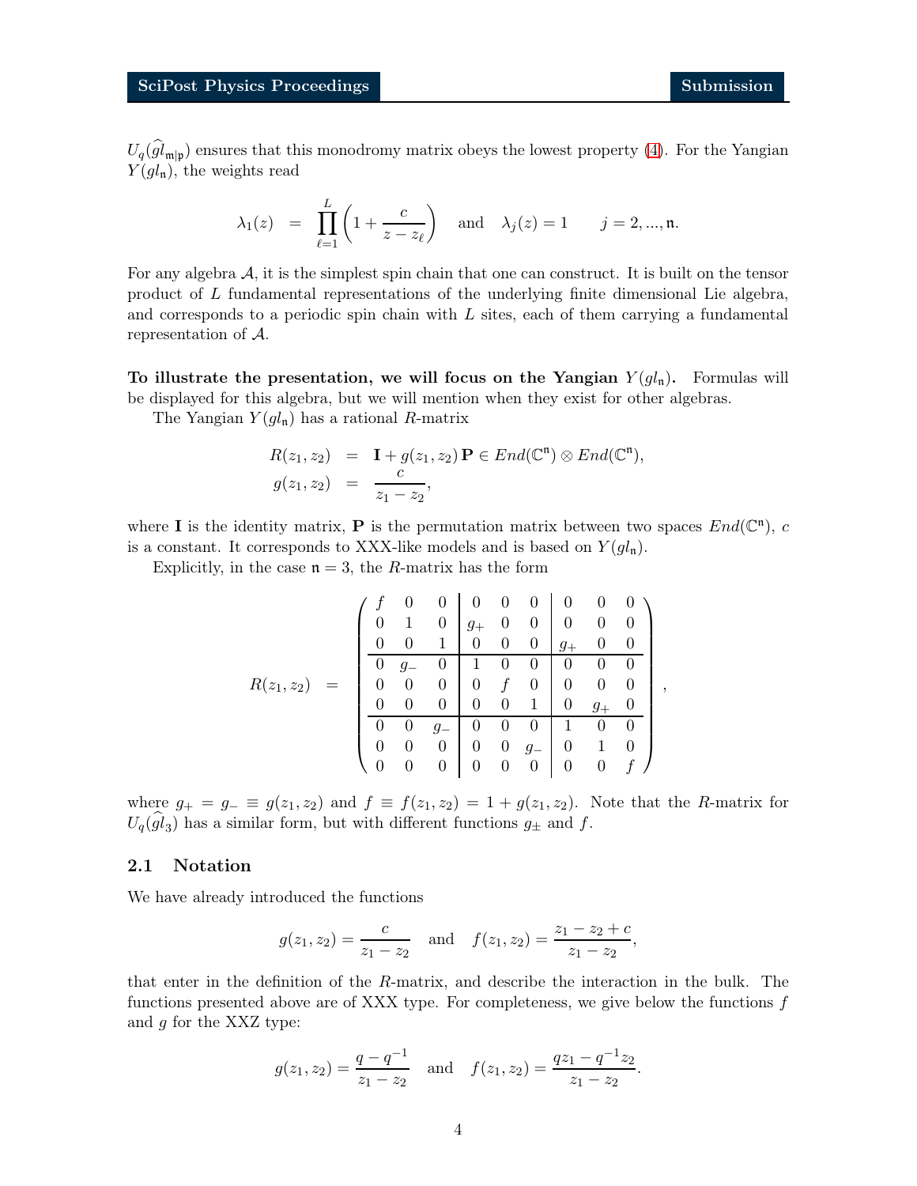$U_q(\widehat{gl}_{\mathfrak{m}|\mathfrak{p}})$ ensures that this monodromy matrix obeys the lowest property (4). For the Yangian $Y(gl_{\mathfrak{n}})$, the weights read

$$\lambda_1(z) \;=\; \prod_{\ell=1}^{L}\left(1+\frac{c}{z-z_\ell}\right) \quad \text{and} \quad \lambda_j(z)=1 \qquad j=2,...,\mathfrak{n}.$$

For any algebra $\mathcal{A}$, it is the simplest spin chain that one can construct. It is built on the tensor product of $L$ fundamental representations of the underlying finite dimensional Lie algebra, and corresponds to a periodic spin chain with $L$ sites, each of them carrying a fundamental representation of $\mathcal{A}$.

**To illustrate the presentation, we will focus on the Yangian $Y(gl_{\mathfrak{n}})$.** Formulas will be displayed for this algebra, but we will mention when they exist for other algebras.

The Yangian $Y(gl_{\mathfrak{n}})$ has a rational $R$-matrix

$$\begin{aligned} R(z_1,z_2) &= \mathbf{I} + g(z_1,z_2)\,\mathbf{P} \in End(\mathbb{C}^{\mathfrak{n}})\otimes End(\mathbb{C}^{\mathfrak{n}}),\\ g(z_1,z_2) &= \frac{c}{z_1-z_2}, \end{aligned}$$

where $\mathbf{I}$ is the identity matrix, $\mathbf{P}$ is the permutation matrix between two spaces $End(\mathbb{C}^{\mathfrak{n}})$, $c$ is a constant. It corresponds to XXX-like models and is based on $Y(gl_{\mathfrak{n}})$.

Explicitly, in the case $\mathfrak{n}=3$, the $R$-matrix has the form

$$R(z_1,z_2) \;=\; \left(\begin{array}{ccc|ccc|ccc} f & 0 & 0 & 0 & 0 & 0 & 0 & 0 & 0\\ 0 & 1 & 0 & g_+ & 0 & 0 & 0 & 0 & 0\\ 0 & 0 & 1 & 0 & 0 & 0 & g_+ & 0 & 0\\ \hline 0 & g_- & 0 & 1 & 0 & 0 & 0 & 0 & 0\\ 0 & 0 & 0 & 0 & f & 0 & 0 & 0 & 0\\ 0 & 0 & 0 & 0 & 0 & 1 & 0 & g_+ & 0\\ \hline 0 & 0 & g_- & 0 & 0 & 0 & 1 & 0 & 0\\ 0 & 0 & 0 & 0 & 0 & g_- & 0 & 1 & 0\\ 0 & 0 & 0 & 0 & 0 & 0 & 0 & 0 & f \end{array}\right),$$

where $g_+ = g_- \equiv g(z_1,z_2)$ and $f \equiv f(z_1,z_2) = 1+g(z_1,z_2)$. Note that the $R$-matrix for $U_q(\widehat{gl}_3)$ has a similar form, but with different functions $g_\pm$ and $f$.

### 2.1 Notation

We have already introduced the functions

$$g(z_1,z_2)=\frac{c}{z_1-z_2} \quad \text{and} \quad f(z_1,z_2)=\frac{z_1-z_2+c}{z_1-z_2},$$

that enter in the definition of the $R$-matrix, and describe the interaction in the bulk. The functions presented above are of XXX type. For completeness, we give below the functions $f$ and $g$ for the XXZ type:

$$g(z_1,z_2)=\frac{q-q^{-1}}{z_1-z_2} \quad \text{and} \quad f(z_1,z_2)=\frac{qz_1-q^{-1}z_2}{z_1-z_2}.$$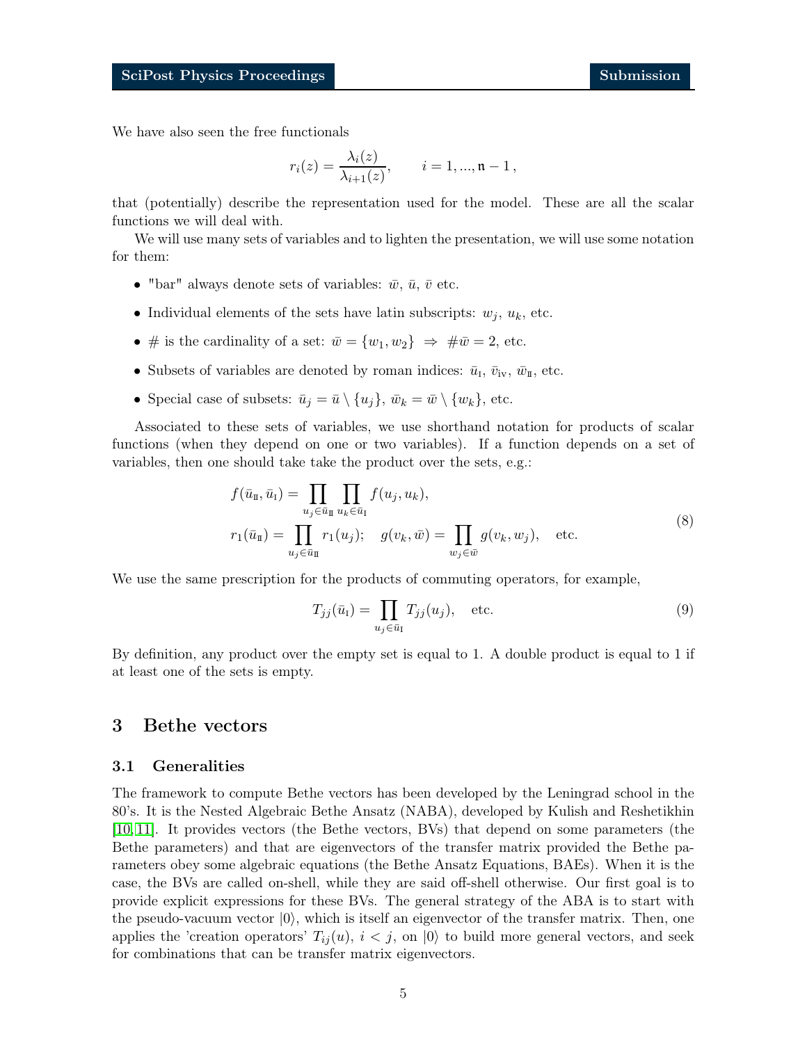We have also seen the free functionals

$$r_i(z) = \frac{\lambda_i(z)}{\lambda_{i+1}(z)}, \qquad i = 1, ..., \mathfrak{n} - 1\,,$$

that (potentially) describe the representation used for the model. These are all the scalar functions we will deal with.

We will use many sets of variables and to lighten the presentation, we will use some notation for them:

- "bar" always denote sets of variables: $\bar{w}$, $\bar{u}$, $\bar{v}$ etc.
- Individual elements of the sets have latin subscripts: $w_j$, $u_k$, etc.
- $\#$ is the cardinality of a set: $\bar{w} = \{w_1, w_2\} \;\Rightarrow\; \#\bar{w} = 2$, etc.
- Subsets of variables are denoted by roman indices: $\bar{u}_{\text{I}}$, $\bar{v}_{\text{iv}}$, $\bar{w}_{\text{II}}$, etc.
- Special case of subsets: $\bar{u}_j = \bar{u} \setminus \{u_j\}$, $\bar{w}_k = \bar{w} \setminus \{w_k\}$, etc.

Associated to these sets of variables, we use shorthand notation for products of scalar functions (when they depend on one or two variables). If a function depends on a set of variables, then one should take take the product over the sets, e.g.:

$$\begin{aligned} f(\bar{u}_{\text{II}}, \bar{u}_{\text{I}}) &= \prod_{u_j \in \bar{u}_{\text{II}}} \prod_{u_k \in \bar{u}_{\text{I}}} f(u_j, u_k), \\ r_1(\bar{u}_{\text{II}}) &= \prod_{u_j \in \bar{u}_{\text{II}}} r_1(u_j); \quad g(v_k, \bar{w}) = \prod_{w_j \in \bar{w}} g(v_k, w_j), \quad \text{etc.} \end{aligned} \tag{8}$$

We use the same prescription for the products of commuting operators, for example,

$$T_{jj}(\bar{u}_{\text{I}}) = \prod_{u_j \in \bar{u}_{\text{I}}} T_{jj}(u_j), \quad \text{etc.} \tag{9}$$

By definition, any product over the empty set is equal to 1. A double product is equal to 1 if at least one of the sets is empty.

# 3 Bethe vectors

## 3.1 Generalities

The framework to compute Bethe vectors has been developed by the Leningrad school in the 80's. It is the Nested Algebraic Bethe Ansatz (NABA), developed by Kulish and Reshetikhin [10, 11]. It provides vectors (the Bethe vectors, BVs) that depend on some parameters (the Bethe parameters) and that are eigenvectors of the transfer matrix provided the Bethe parameters obey some algebraic equations (the Bethe Ansatz Equations, BAEs). When it is the case, the BVs are called on-shell, while they are said off-shell otherwise. Our first goal is to provide explicit expressions for these BVs. The general strategy of the ABA is to start with the pseudo-vacuum vector $|0\rangle$, which is itself an eigenvector of the transfer matrix. Then, one applies the 'creation operators' $T_{ij}(u)$, $i < j$, on $|0\rangle$ to build more general vectors, and seek for combinations that can be transfer matrix eigenvectors.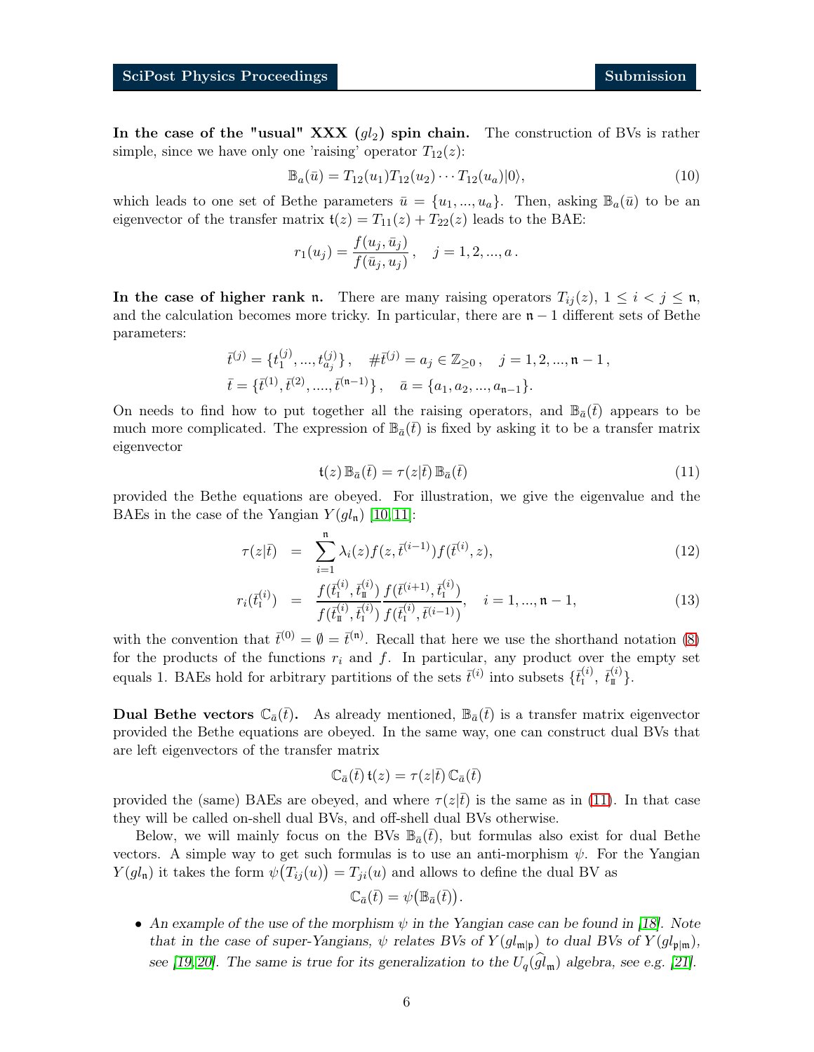**In the case of the "usual" XXX ($gl_2$) spin chain.** The construction of BVs is rather simple, since we have only one 'raising' operator $T_{12}(z)$:

$$\mathbb{B}_a(\bar{u}) = T_{12}(u_1)T_{12}(u_2)\cdots T_{12}(u_a)|0\rangle, \tag{10}$$

which leads to one set of Bethe parameters $\bar{u} = \{u_1, ..., u_a\}$. Then, asking $\mathbb{B}_a(\bar{u})$ to be an eigenvector of the transfer matrix $\mathfrak{t}(z) = T_{11}(z) + T_{22}(z)$ leads to the BAE:

$$r_1(u_j) = \frac{f(u_j, \bar{u}_j)}{f(\bar{u}_j, u_j)}, \quad j = 1, 2, ..., a\,.$$

**In the case of higher rank $\mathfrak{n}$.** There are many raising operators $T_{ij}(z)$, $1 \le i < j \le \mathfrak{n}$, and the calculation becomes more tricky. In particular, there are $\mathfrak{n} - 1$ different sets of Bethe parameters:

$$\bar{t}^{(j)} = \{t^{(j)}_1, ..., t^{(j)}_{a_j}\}, \quad \#\bar{t}^{(j)} = a_j \in \mathbb{Z}_{\ge 0}, \quad j = 1, 2, ..., \mathfrak{n} - 1,$$
$$\bar{t} = \{\bar{t}^{(1)}, \bar{t}^{(2)}, ...., \bar{t}^{(\mathfrak{n}-1)}\}, \quad \bar{a} = \{a_1, a_2, ..., a_{\mathfrak{n}-1}\}.$$

On needs to find how to put together all the raising operators, and $\mathbb{B}_{\bar{a}}(\bar{t})$ appears to be much more complicated. The expression of $\mathbb{B}_{\bar{a}}(\bar{t})$ is fixed by asking it to be a transfer matrix eigenvector

$$\mathfrak{t}(z)\,\mathbb{B}_{\bar{a}}(\bar{t}) = \tau(z|\bar{t})\,\mathbb{B}_{\bar{a}}(\bar{t}) \tag{11}$$

provided the Bethe equations are obeyed. For illustration, we give the eigenvalue and the BAEs in the case of the Yangian $Y(gl_\mathfrak{n})$ [10,11]:

$$\tau(z|\bar{t}) = \sum_{i=1}^{\mathfrak{n}} \lambda_i(z) f(z, \bar{t}^{(i-1)}) f(\bar{t}^{(i)}, z), \tag{12}$$

$$r_i(\bar{t}^{(i)}_{\mathrm{I}}) = \frac{f(\bar{t}^{(i)}_{\mathrm{I}}, \bar{t}^{(i)}_{\mathrm{II}})}{f(\bar{t}^{(i)}_{\mathrm{II}}, \bar{t}^{(i)}_{\mathrm{I}})} \frac{f(\bar{t}^{(i+1)}, \bar{t}^{(i)}_{\mathrm{I}})}{f(\bar{t}^{(i)}_{\mathrm{I}}, \bar{t}^{(i-1)})}, \quad i = 1, ..., \mathfrak{n} - 1, \tag{13}$$

with the convention that $\bar{t}^{(0)} = \emptyset = \bar{t}^{(\mathfrak{n})}$. Recall that here we use the shorthand notation (8) for the products of the functions $r_i$ and $f$. In particular, any product over the empty set equals 1. BAEs hold for arbitrary partitions of the sets $\bar{t}^{(i)}$ into subsets $\{\bar{t}^{(i)}_{\mathrm{I}},\ \bar{t}^{(i)}_{\mathrm{II}}\}$.

**Dual Bethe vectors $\mathbb{C}_{\bar{a}}(\bar{t})$.** As already mentioned, $\mathbb{B}_{\bar{a}}(\bar{t})$ is a transfer matrix eigenvector provided the Bethe equations are obeyed. In the same way, one can construct dual BVs that are left eigenvectors of the transfer matrix

$$\mathbb{C}_{\bar{a}}(\bar{t})\,\mathfrak{t}(z) = \tau(z|\bar{t})\,\mathbb{C}_{\bar{a}}(\bar{t})$$

provided the (same) BAEs are obeyed, and where $\tau(z|\bar{t})$ is the same as in (11). In that case they will be called on-shell dual BVs, and off-shell dual BVs otherwise.

Below, we will mainly focus on the BVs $\mathbb{B}_{\bar{a}}(\bar{t})$, but formulas also exist for dual Bethe vectors. A simple way to get such formulas is to use an anti-morphism $\psi$. For the Yangian $Y(gl_\mathfrak{n})$ it takes the form $\psi\big(T_{ij}(u)\big) = T_{ji}(u)$ and allows to define the dual BV as

$$\mathbb{C}_{\bar{a}}(\bar{t}) = \psi\big(\mathbb{B}_{\bar{a}}(\bar{t})\big).$$

- *An example of the use of the morphism $\psi$ in the Yangian case can be found in [18]. Note that in the case of super-Yangians, $\psi$ relates BVs of $Y(gl_{\mathfrak{m}|\mathfrak{p}})$ to dual BVs of $Y(gl_{\mathfrak{p}|\mathfrak{m}})$, see [19,20]. The same is true for its generalization to the $U_q(\widehat{gl}_\mathfrak{m})$ algebra, see e.g. [21].*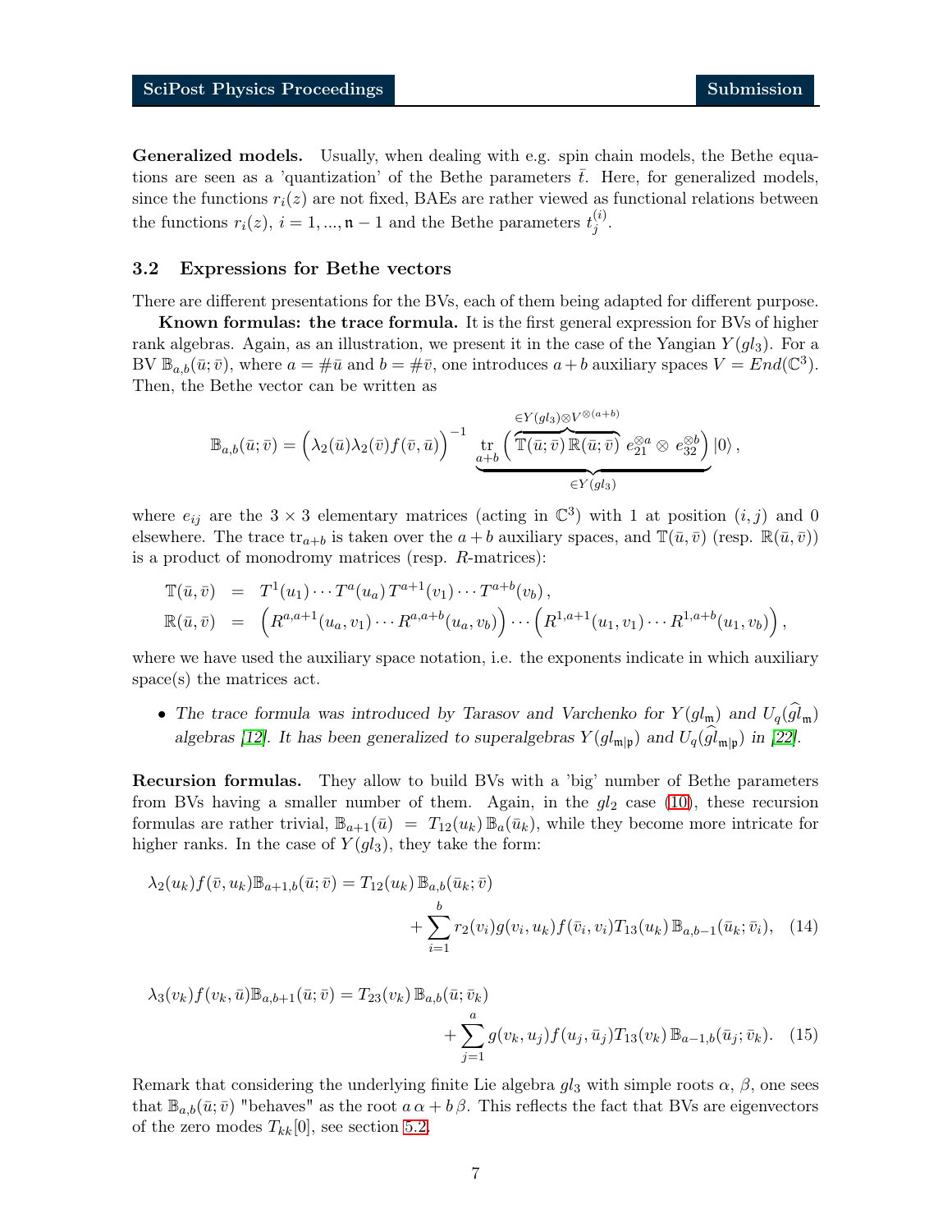**Generalized models.** Usually, when dealing with e.g. spin chain models, the Bethe equations are seen as a 'quantization' of the Bethe parameters $\bar{t}$. Here, for generalized models, since the functions $r_i(z)$ are not fixed, BAEs are rather viewed as functional relations between the functions $r_i(z)$, $i = 1, ..., \mathfrak{n} - 1$ and the Bethe parameters $t_j^{(i)}$.

## 3.2 Expressions for Bethe vectors

There are different presentations for the BVs, each of them being adapted for different purpose.

**Known formulas: the trace formula.** It is the first general expression for BVs of higher rank algebras. Again, as an illustration, we present it in the case of the Yangian $Y(gl_3)$. For a BV $\mathbb{B}_{a,b}(\bar{u};\bar{v})$, where $a = \#\bar{u}$ and $b = \#\bar{v}$, one introduces $a+b$ auxiliary spaces $V = End(\mathbb{C}^3)$. Then, the Bethe vector can be written as

$$\mathbb{B}_{a,b}(\bar{u};\bar{v}) = \Big(\lambda_2(\bar{u})\lambda_2(\bar{v})f(\bar{v},\bar{u})\Big)^{-1} \underbrace{\mathop{\mathrm{tr}}_{a+b}\Big(\overbrace{\mathbb{T}(\bar{u};\bar{v})\,\mathbb{R}(\bar{u};\bar{v})}^{\in Y(gl_3)\otimes V^{\otimes(a+b)}}\, e_{21}^{\otimes a} \otimes e_{32}^{\otimes b}\Big)}_{\in Y(gl_3)} |0\rangle\,,$$

where $e_{ij}$ are the $3\times 3$ elementary matrices (acting in $\mathbb{C}^3$) with 1 at position $(i,j)$ and 0 elsewhere. The trace $\mathrm{tr}_{a+b}$ is taken over the $a+b$ auxiliary spaces, and $\mathbb{T}(\bar{u},\bar{v})$ (resp. $\mathbb{R}(\bar{u},\bar{v})$) is a product of monodromy matrices (resp. $R$-matrices):

$$\begin{aligned}
\mathbb{T}(\bar{u},\bar{v}) &= T^1(u_1)\cdots T^a(u_a)\,T^{a+1}(v_1)\cdots T^{a+b}(v_b)\,,\\
\mathbb{R}(\bar{u},\bar{v}) &= \Big(R^{a,a+1}(u_a,v_1)\cdots R^{a,a+b}(u_a,v_b)\Big)\cdots\Big(R^{1,a+1}(u_1,v_1)\cdots R^{1,a+b}(u_1,v_b)\Big)\,,
\end{aligned}$$

where we have used the auxiliary space notation, i.e. the exponents indicate in which auxiliary space(s) the matrices act.

- *The trace formula was introduced by Tarasov and Varchenko for $Y(gl_\mathfrak{m})$ and $U_q(\widehat{gl}_\mathfrak{m})$ algebras [12]. It has been generalized to superalgebras $Y(gl_{\mathfrak{m}|\mathfrak{p}})$ and $U_q(\widehat{gl}_{\mathfrak{m}|\mathfrak{p}})$ in [22].*

**Recursion formulas.** They allow to build BVs with a 'big' number of Bethe parameters from BVs having a smaller number of them. Again, in the $gl_2$ case (10), these recursion formulas are rather trivial, $\mathbb{B}_{a+1}(\bar{u}) = T_{12}(u_k)\,\mathbb{B}_a(\bar{u}_k)$, while they become more intricate for higher ranks. In the case of $Y(gl_3)$, they take the form:

$$\begin{aligned}
\lambda_2(u_k)f(\bar{v},u_k)\mathbb{B}_{a+1,b}(\bar{u};\bar{v}) &= T_{12}(u_k)\,\mathbb{B}_{a,b}(\bar{u}_k;\bar{v})\\
&\quad + \sum_{i=1}^{b} r_2(v_i)g(v_i,u_k)f(\bar{v}_i,v_i)T_{13}(u_k)\,\mathbb{B}_{a,b-1}(\bar{u}_k;\bar{v}_i), \quad (14)
\end{aligned}$$

$$\begin{aligned}
\lambda_3(v_k)f(v_k,\bar{u})\mathbb{B}_{a,b+1}(\bar{u};\bar{v}) &= T_{23}(v_k)\,\mathbb{B}_{a,b}(\bar{u};\bar{v}_k)\\
&\quad + \sum_{j=1}^{a} g(v_k,u_j)f(u_j,\bar{u}_j)T_{13}(v_k)\,\mathbb{B}_{a-1,b}(\bar{u}_j;\bar{v}_k). \quad (15)
\end{aligned}$$

Remark that considering the underlying finite Lie algebra $gl_3$ with simple roots $\alpha$, $\beta$, one sees that $\mathbb{B}_{a,b}(\bar{u};\bar{v})$ "behaves" as the root $a\,\alpha + b\,\beta$. This reflects the fact that BVs are eigenvectors of the zero modes $T_{kk}[0]$, see section 5.2.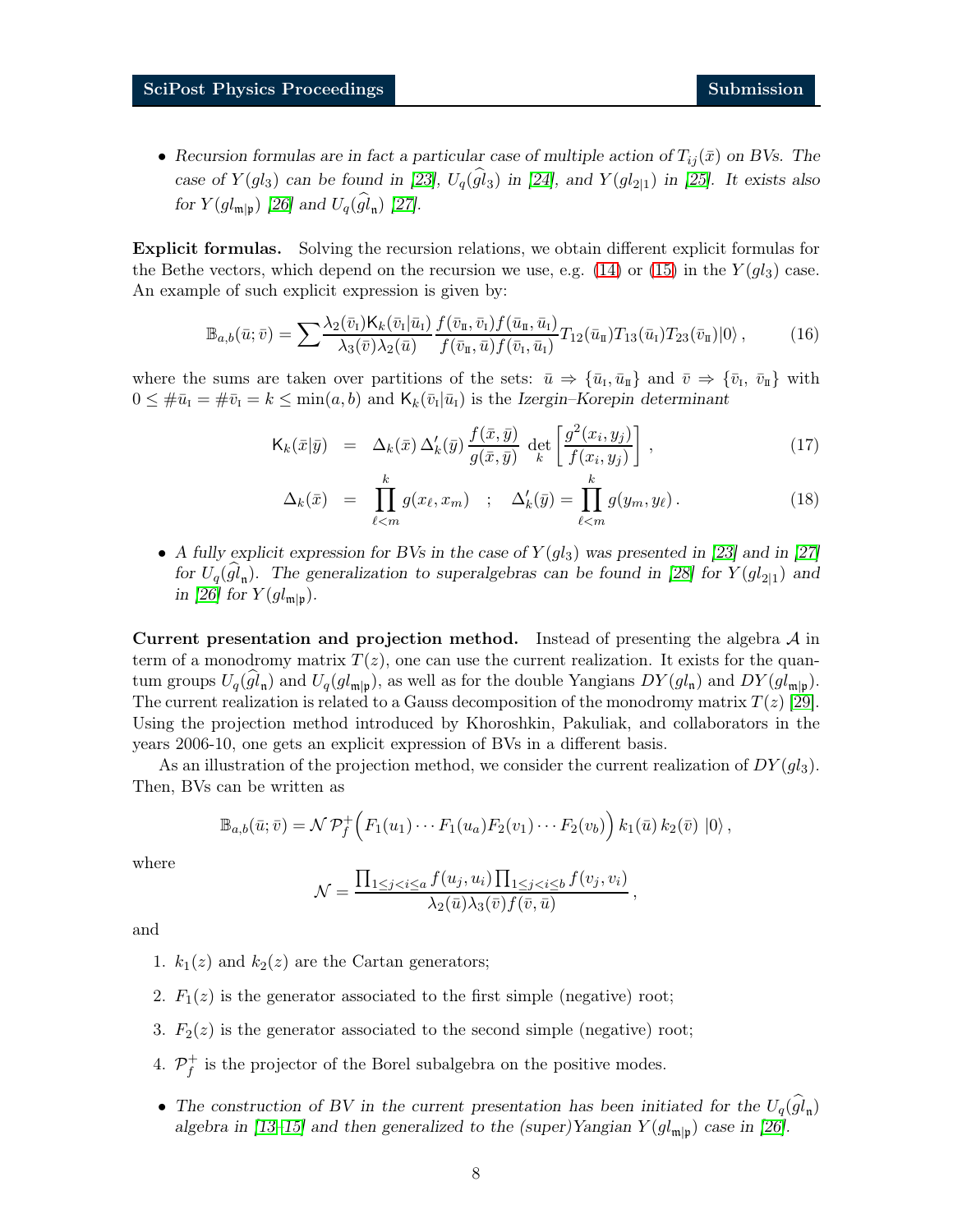- *Recursion formulas are in fact a particular case of multiple action of $T_{ij}(\bar{x})$ on BVs. The case of $Y(gl_3)$ can be found in [23], $U_q(\widehat{gl}_3)$ in [24], and $Y(gl_{2|1})$ in [25]. It exists also for $Y(gl_{\mathfrak{m}|\mathfrak{p}})$ [26] and $U_q(\widehat{gl}_{\mathfrak{n}})$ [27].*

**Explicit formulas.** Solving the recursion relations, we obtain different explicit formulas for the Bethe vectors, which depend on the recursion we use, e.g. (14) or (15) in the $Y(gl_3)$ case. An example of such explicit expression is given by:

$$\mathbb{B}_{a,b}(\bar{u};\bar{v}) = \sum \frac{\lambda_2(\bar{v}_{\rm I})\mathsf{K}_k(\bar{v}_{\rm I}|\bar{u}_{\rm I})}{\lambda_3(\bar{v})\lambda_2(\bar{u})} \frac{f(\bar{v}_{\rm II},\bar{v}_{\rm I})f(\bar{u}_{\rm II},\bar{u}_{\rm I})}{f(\bar{v}_{\rm II},\bar{u})f(\bar{v}_{\rm I},\bar{u}_{\rm I})} T_{12}(\bar{u}_{\rm II})T_{13}(\bar{u}_{\rm I})T_{23}(\bar{v}_{\rm II})|0\rangle\,, \tag{16}$$

where the sums are taken over partitions of the sets: $\bar{u} \Rightarrow \{\bar{u}_{\rm I},\bar{u}_{\rm II}\}$ and $\bar{v} \Rightarrow \{\bar{v}_{\rm I},\ \bar{v}_{\rm II}\}$ with $0 \le \#\bar{u}_{\rm I} = \#\bar{v}_{\rm I} = k \le \min(a,b)$ and $\mathsf{K}_k(\bar{v}_{\rm I}|\bar{u}_{\rm I})$ is the *Izergin–Korepin determinant*

$$\mathsf{K}_k(\bar{x}|\bar{y}) \;=\; \Delta_k(\bar{x})\,\Delta'_k(\bar{y})\,\frac{f(\bar{x},\bar{y})}{g(\bar{x},\bar{y})}\,\det_k\left[\frac{g^2(x_i,y_j)}{f(x_i,y_j)}\right], \tag{17}$$

$$\Delta_k(\bar{x}) \;=\; \prod_{\ell<m}^{k} g(x_\ell,x_m) \quad ; \quad \Delta'_k(\bar{y}) = \prod_{\ell<m}^{k} g(y_m,y_\ell)\,. \tag{18}$$

- *A fully explicit expression for BVs in the case of $Y(gl_3)$ was presented in [23] and in [27] for $U_q(\widehat{gl}_{\mathfrak{n}})$. The generalization to superalgebras can be found in [28] for $Y(gl_{2|1})$ and in [26] for $Y(gl_{\mathfrak{m}|\mathfrak{p}})$.*

**Current presentation and projection method.** Instead of presenting the algebra $\mathcal{A}$ in term of a monodromy matrix $T(z)$, one can use the current realization. It exists for the quantum groups $U_q(\widehat{gl}_{\mathfrak{n}})$ and $U_q(gl_{\mathfrak{m}|\mathfrak{p}})$, as well as for the double Yangians $DY(gl_{\mathfrak{n}})$ and $DY(gl_{\mathfrak{m}|\mathfrak{p}})$. The current realization is related to a Gauss decomposition of the monodromy matrix $T(z)$ [29]. Using the projection method introduced by Khoroshkin, Pakuliak, and collaborators in the years 2006-10, one gets an explicit expression of BVs in a different basis.

As an illustration of the projection method, we consider the current realization of $DY(gl_3)$. Then, BVs can be written as

$$\mathbb{B}_{a,b}(\bar{u};\bar{v}) = \mathcal{N}\,\mathcal{P}_f^+\Big(F_1(u_1)\cdots F_1(u_a)F_2(v_1)\cdots F_2(v_b)\Big)\,k_1(\bar{u})\,k_2(\bar{v})\;|0\rangle\,,$$

where

$$\mathcal{N} = \frac{\prod_{1\le j<i\le a} f(u_j,u_i)\prod_{1\le j<i\le b} f(v_j,v_i)}{\lambda_2(\bar{u})\lambda_3(\bar{v})f(\bar{v},\bar{u})}\,,$$

and

1. $k_1(z)$ and $k_2(z)$ are the Cartan generators;
2. $F_1(z)$ is the generator associated to the first simple (negative) root;
3. $F_2(z)$ is the generator associated to the second simple (negative) root;
4. $\mathcal{P}_f^+$ is the projector of the Borel subalgebra on the positive modes.

- *The construction of BV in the current presentation has been initiated for the $U_q(\widehat{gl}_{\mathfrak{n}})$ algebra in [13–15] and then generalized to the (super)Yangian $Y(gl_{\mathfrak{m}|\mathfrak{p}})$ case in [26].*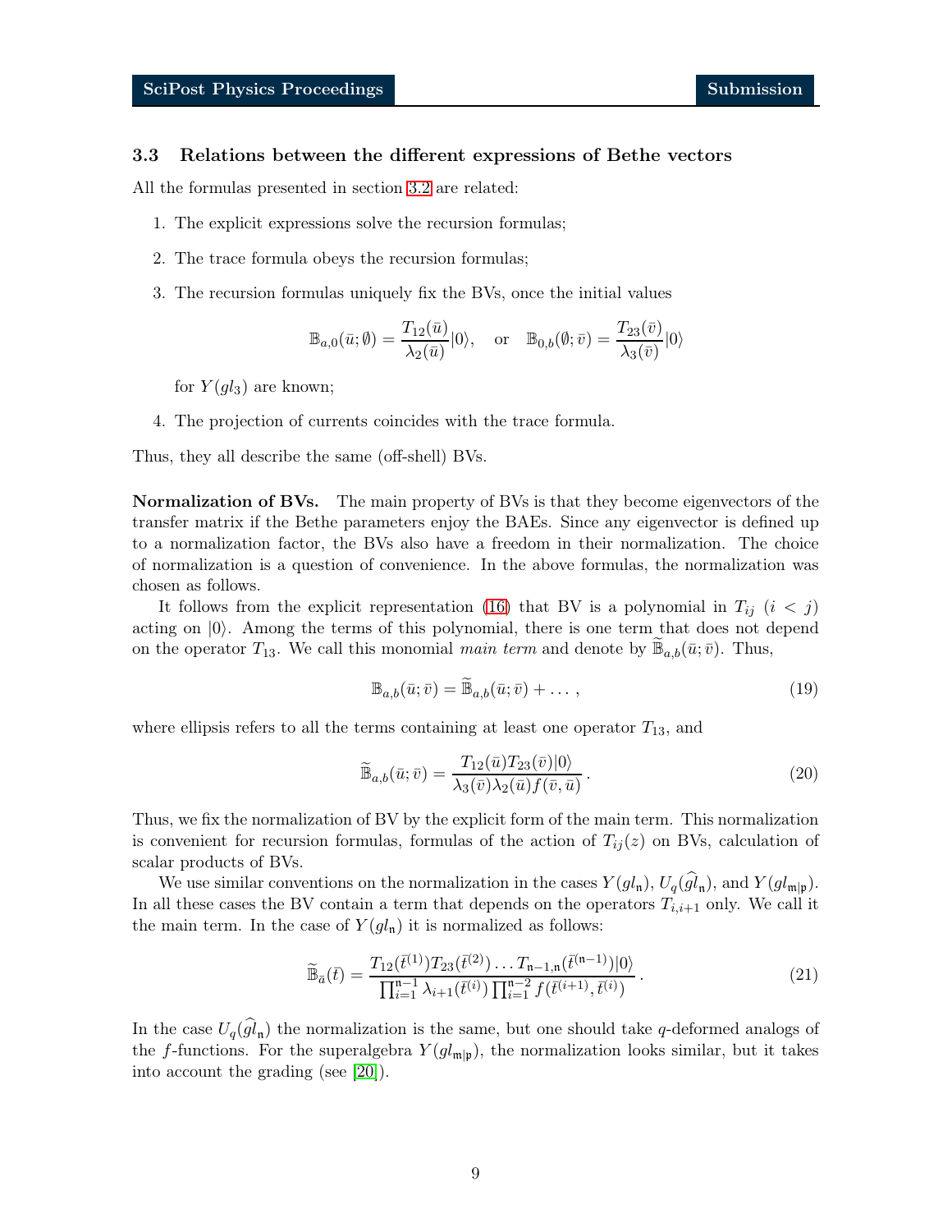### 3.3 Relations between the different expressions of Bethe vectors

All the formulas presented in section 3.2 are related:

1. The explicit expressions solve the recursion formulas;
2. The trace formula obeys the recursion formulas;
3. The recursion formulas uniquely fix the BVs, once the initial values

$$\mathbb{B}_{a,0}(\bar{u};\emptyset) = \frac{T_{12}(\bar{u})}{\lambda_2(\bar{u})}|0\rangle, \quad \text{or} \quad \mathbb{B}_{0,b}(\emptyset;\bar{v}) = \frac{T_{23}(\bar{v})}{\lambda_3(\bar{v})}|0\rangle$$

   for $Y(gl_3)$ are known;

4. The projection of currents coincides with the trace formula.

Thus, they all describe the same (off-shell) BVs.

**Normalization of BVs.** The main property of BVs is that they become eigenvectors of the transfer matrix if the Bethe parameters enjoy the BAEs. Since any eigenvector is defined up to a normalization factor, the BVs also have a freedom in their normalization. The choice of normalization is a question of convenience. In the above formulas, the normalization was chosen as follows.

It follows from the explicit representation (16) that BV is a polynomial in $T_{ij}$ $(i < j)$ acting on $|0\rangle$. Among the terms of this polynomial, there is one term that does not depend on the operator $T_{13}$. We call this monomial *main term* and denote by $\widetilde{\mathbb{B}}_{a,b}(\bar{u};\bar{v})$. Thus,

$$\mathbb{B}_{a,b}(\bar{u};\bar{v}) = \widetilde{\mathbb{B}}_{a,b}(\bar{u};\bar{v}) + \dots\,, \tag{19}$$

where ellipsis refers to all the terms containing at least one operator $T_{13}$, and

$$\widetilde{\mathbb{B}}_{a,b}(\bar{u};\bar{v}) = \frac{T_{12}(\bar{u})T_{23}(\bar{v})|0\rangle}{\lambda_3(\bar{v})\lambda_2(\bar{u})f(\bar{v},\bar{u})}\,. \tag{20}$$

Thus, we fix the normalization of BV by the explicit form of the main term. This normalization is convenient for recursion formulas, formulas of the action of $T_{ij}(z)$ on BVs, calculation of scalar products of BVs.

We use similar conventions on the normalization in the cases $Y(gl_{\mathfrak{n}})$, $U_q(\widehat{gl}_{\mathfrak{n}})$, and $Y(gl_{\mathfrak{m}|\mathfrak{p}})$. In all these cases the BV contain a term that depends on the operators $T_{i,i+1}$ only. We call it the main term. In the case of $Y(gl_{\mathfrak{n}})$ it is normalized as follows:

$$\widetilde{\mathbb{B}}_{\bar{a}}(\bar{t}) = \frac{T_{12}(\bar{t}^{(1)})T_{23}(\bar{t}^{(2)})\dots T_{\mathfrak{n}-1,\mathfrak{n}}(\bar{t}^{(\mathfrak{n}-1)})|0\rangle}{\prod_{i=1}^{\mathfrak{n}-1}\lambda_{i+1}(\bar{t}^{(i)})\prod_{i=1}^{\mathfrak{n}-2}f(\bar{t}^{(i+1)},\bar{t}^{(i)})}\,. \tag{21}$$

In the case $U_q(\widehat{gl}_{\mathfrak{n}})$ the normalization is the same, but one should take $q$-deformed analogs of the $f$-functions. For the superalgebra $Y(gl_{\mathfrak{m}|\mathfrak{p}})$, the normalization looks similar, but it takes into account the grading (see [20]).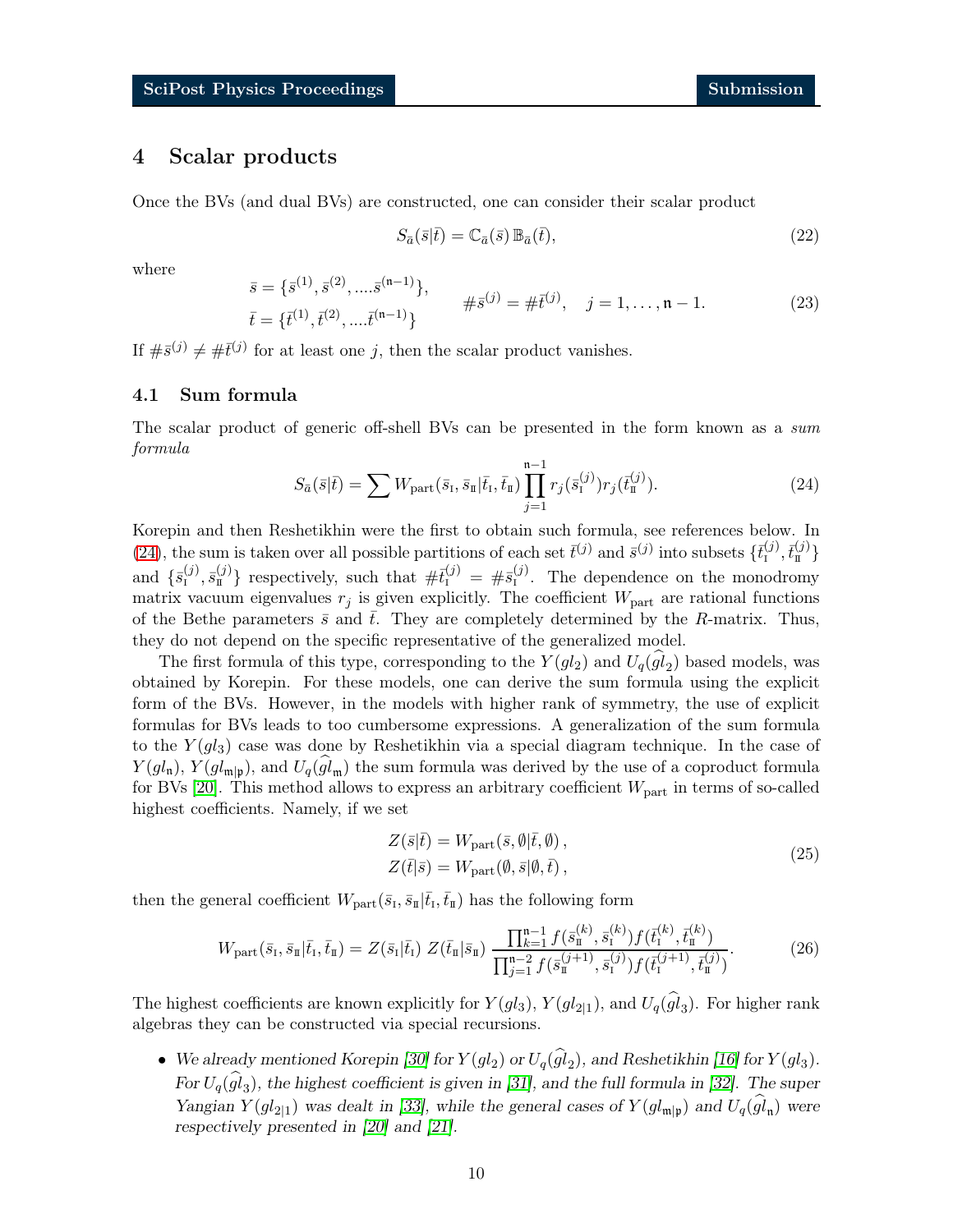## 4 Scalar products

Once the BVs (and dual BVs) are constructed, one can consider their scalar product

$$S_{\bar{a}}(\bar{s}|\bar{t}) = \mathbb{C}_{\bar{a}}(\bar{s})\,\mathbb{B}_{\bar{a}}(\bar{t}), \tag{22}$$

where

$$\begin{aligned}\bar{s} &= \{\bar{s}^{(1)}, \bar{s}^{(2)}, \dots .\bar{s}^{(\mathfrak{n}-1)}\}, \\ \bar{t} &= \{\bar{t}^{(1)}, \bar{t}^{(2)}, \dots .\bar{t}^{(\mathfrak{n}-1)}\}\end{aligned} \qquad \#\bar{s}^{(j)} = \#\bar{t}^{(j)}, \quad j = 1, \dots, \mathfrak{n}-1. \tag{23}$$

If $\#\bar{s}^{(j)} \neq \#\bar{t}^{(j)}$ for at least one $j$, then the scalar product vanishes.

### 4.1 Sum formula

The scalar product of generic off-shell BVs can be presented in the form known as a *sum formula*

$$S_{\bar{a}}(\bar{s}|\bar{t}) = \sum W_{\text{part}}(\bar{s}_{\text{I}}, \bar{s}_{\text{II}}|\bar{t}_{\text{I}}, \bar{t}_{\text{II}}) \prod_{j=1}^{\mathfrak{n}-1} r_j(\bar{s}_{\text{I}}^{(j)}) r_j(\bar{t}_{\text{II}}^{(j)}). \tag{24}$$

Korepin and then Reshetikhin were the first to obtain such formula, see references below. In (24), the sum is taken over all possible partitions of each set $\bar{t}^{(j)}$ and $\bar{s}^{(j)}$ into subsets $\{\bar{t}_{\text{I}}^{(j)}, \bar{t}_{\text{II}}^{(j)}\}$ and $\{\bar{s}_{\text{I}}^{(j)}, \bar{s}_{\text{II}}^{(j)}\}$ respectively, such that $\#\bar{t}_{\text{I}}^{(j)} = \#\bar{s}_{\text{I}}^{(j)}$. The dependence on the monodromy matrix vacuum eigenvalues $r_j$ is given explicitly. The coefficient $W_{\text{part}}$ are rational functions of the Bethe parameters $\bar{s}$ and $\bar{t}$. They are completely determined by the $R$-matrix. Thus, they do not depend on the specific representative of the generalized model.

The first formula of this type, corresponding to the $Y(gl_2)$ and $U_q(\widehat{gl}_2)$ based models, was obtained by Korepin. For these models, one can derive the sum formula using the explicit form of the BVs. However, in the models with higher rank of symmetry, the use of explicit formulas for BVs leads to too cumbersome expressions. A generalization of the sum formula to the $Y(gl_3)$ case was done by Reshetikhin via a special diagram technique. In the case of $Y(gl_\mathfrak{n})$, $Y(gl_{\mathfrak{m}|\mathfrak{p}})$, and $U_q(\widehat{gl}_\mathfrak{m})$ the sum formula was derived by the use of a coproduct formula for BVs [20]. This method allows to express an arbitrary coefficient $W_{\text{part}}$ in terms of so-called highest coefficients. Namely, if we set

$$\begin{aligned} Z(\bar{s}|\bar{t}) &= W_{\text{part}}(\bar{s}, \emptyset|\bar{t}, \emptyset)\,, \\ Z(\bar{t}|\bar{s}) &= W_{\text{part}}(\emptyset, \bar{s}|\emptyset, \bar{t})\,, \end{aligned} \tag{25}$$

then the general coefficient $W_{\text{part}}(\bar{s}_{\text{I}}, \bar{s}_{\text{II}}|\bar{t}_{\text{I}}, \bar{t}_{\text{II}})$ has the following form

$$W_{\text{part}}(\bar{s}_{\text{I}}, \bar{s}_{\text{II}}|\bar{t}_{\text{I}}, \bar{t}_{\text{II}}) = Z(\bar{s}_{\text{I}}|\bar{t}_{\text{I}})\; Z(\bar{t}_{\text{II}}|\bar{s}_{\text{II}})\; \frac{\prod_{k=1}^{\mathfrak{n}-1} f(\bar{s}_{\text{II}}^{(k)}, \bar{s}_{\text{I}}^{(k)}) f(\bar{t}_{\text{I}}^{(k)}, \bar{t}_{\text{II}}^{(k)})}{\prod_{j=1}^{\mathfrak{n}-2} f(\bar{s}_{\text{II}}^{(j+1)}, \bar{s}_{\text{I}}^{(j)}) f(\bar{t}_{\text{I}}^{(j+1)}, \bar{t}_{\text{II}}^{(j)})}. \tag{26}$$

The highest coefficients are known explicitly for $Y(gl_3)$, $Y(gl_{2|1})$, and $U_q(\widehat{gl}_3)$. For higher rank algebras they can be constructed via special recursions.

- *We already mentioned Korepin [30] for $Y(gl_2)$ or $U_q(\widehat{gl}_2)$, and Reshetikhin [16] for $Y(gl_3)$. For $U_q(\widehat{gl}_3)$, the highest coefficient is given in [31], and the full formula in [32]. The super Yangian $Y(gl_{2|1})$ was dealt in [33], while the general cases of $Y(gl_{\mathfrak{m}|\mathfrak{p}})$ and $U_q(\widehat{gl}_\mathfrak{n})$ were respectively presented in [20] and [21].*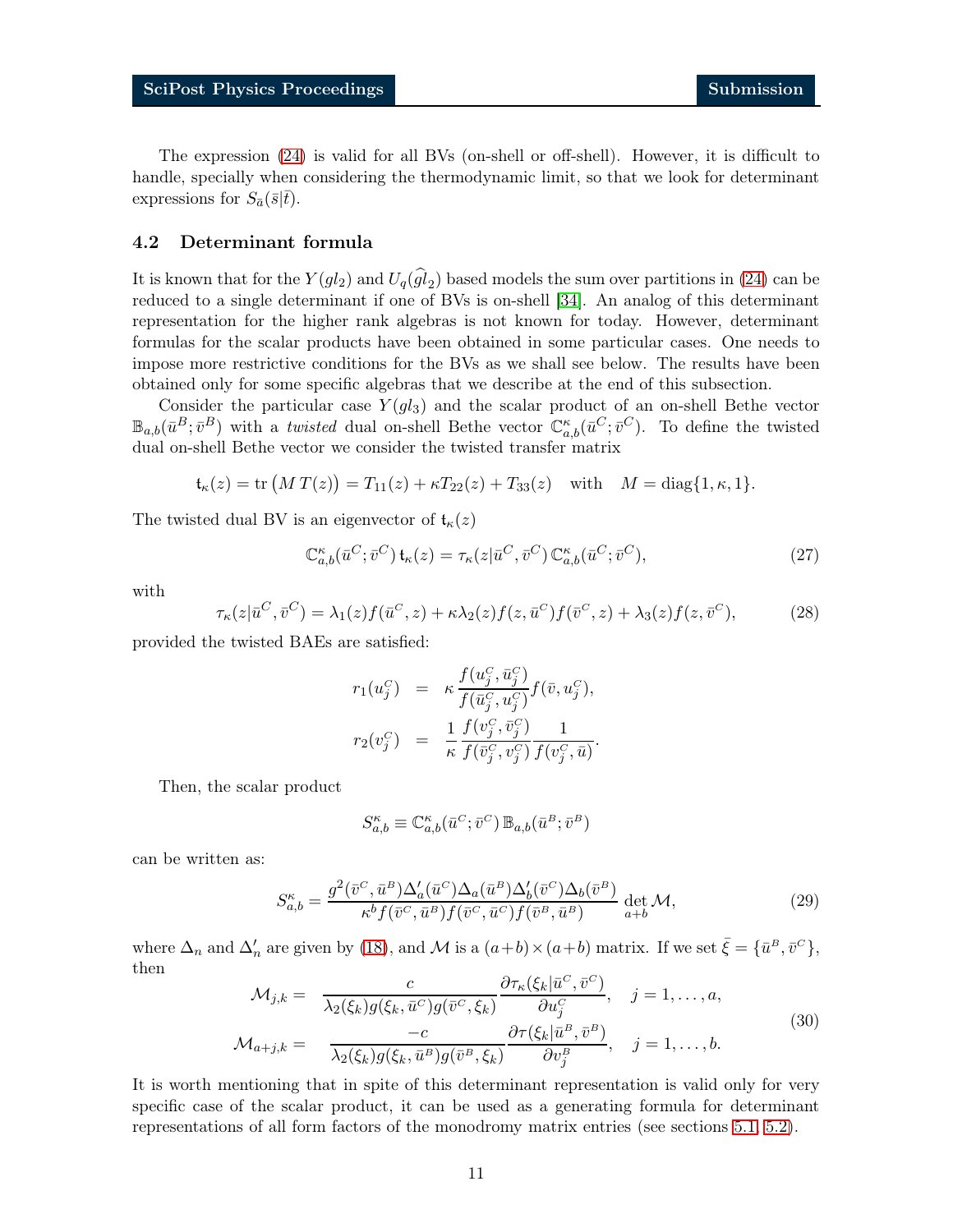The expression (24) is valid for all BVs (on-shell or off-shell). However, it is difficult to handle, specially when considering the thermodynamic limit, so that we look for determinant expressions for $S_{\bar{a}}(\bar{s}|\bar{t})$.

### 4.2 Determinant formula

It is known that for the $Y(gl_2)$ and $U_q(\widehat{gl}_2)$ based models the sum over partitions in (24) can be reduced to a single determinant if one of BVs is on-shell [34]. An analog of this determinant representation for the higher rank algebras is not known for today. However, determinant formulas for the scalar products have been obtained in some particular cases. One needs to impose more restrictive conditions for the BVs as we shall see below. The results have been obtained only for some specific algebras that we describe at the end of this subsection.

Consider the particular case $Y(gl_3)$ and the scalar product of an on-shell Bethe vector $\mathbb{B}_{a,b}(\bar{u}^B;\bar{v}^B)$ with a *twisted* dual on-shell Bethe vector $\mathbb{C}^{\kappa}_{a,b}(\bar{u}^C;\bar{v}^C)$. To define the twisted dual on-shell Bethe vector we consider the twisted transfer matrix

$$
\mathsf{t}_\kappa(z) = \operatorname{tr}\big(M\,T(z)\big) = T_{11}(z) + \kappa T_{22}(z) + T_{33}(z) \quad \text{with} \quad M = \operatorname{diag}\{1,\kappa,1\}.
$$

The twisted dual BV is an eigenvector of $\mathsf{t}_\kappa(z)$

$$
\mathbb{C}^{\kappa}_{a,b}(\bar{u}^C;\bar{v}^C)\,\mathsf{t}_\kappa(z) = \tau_\kappa(z|\bar{u}^C,\bar{v}^C)\,\mathbb{C}^{\kappa}_{a,b}(\bar{u}^C;\bar{v}^C), \tag{27}
$$

with

$$
\tau_\kappa(z|\bar{u}^C,\bar{v}^C) = \lambda_1(z)f(\bar{u}^C,z) + \kappa\lambda_2(z)f(z,\bar{u}^C)f(\bar{v}^C,z) + \lambda_3(z)f(z,\bar{v}^C), \tag{28}
$$

provided the twisted BAEs are satisfied:

$$
\begin{aligned}
r_1(u^C_j) &= \kappa\,\frac{f(u^C_j,\bar{u}^C_j)}{f(\bar{u}^C_j,u^C_j)}f(\bar{v},u^C_j),\\
r_2(v^C_j) &= \frac{1}{\kappa}\,\frac{f(v^C_j,\bar{v}^C_j)}{f(\bar{v}^C_j,v^C_j)}\frac{1}{f(v^C_j,\bar{u})}.
\end{aligned}
$$

Then, the scalar product

$$
S^{\kappa}_{a,b} \equiv \mathbb{C}^{\kappa}_{a,b}(\bar{u}^C;\bar{v}^C)\,\mathbb{B}_{a,b}(\bar{u}^B;\bar{v}^B)
$$

can be written as:

$$
S^{\kappa}_{a,b} = \frac{g^2(\bar{v}^C,\bar{u}^B)\Delta'_a(\bar{u}^C)\Delta_a(\bar{u}^B)\Delta'_b(\bar{v}^C)\Delta_b(\bar{v}^B)}{\kappa^b f(\bar{v}^C,\bar{u}^B)f(\bar{v}^C,\bar{u}^C)f(\bar{v}^B,\bar{u}^B)}\,\det_{a+b}\mathcal{M}, \tag{29}
$$

where $\Delta_n$ and $\Delta'_n$ are given by (18), and $\mathcal{M}$ is a $(a+b)\times(a+b)$ matrix. If we set $\bar{\xi} = \{\bar{u}^B,\bar{v}^C\}$, then

$$
\begin{aligned}
\mathcal{M}_{j,k} = &\quad \frac{c}{\lambda_2(\xi_k)g(\xi_k,\bar{u}^C)g(\bar{v}^C,\xi_k)}\frac{\partial\tau_\kappa(\xi_k|\bar{u}^C,\bar{v}^C)}{\partial u^C_j}, \quad j=1,\dots,a,\\
\mathcal{M}_{a+j,k} = &\quad \frac{-c}{\lambda_2(\xi_k)g(\xi_k,\bar{u}^B)g(\bar{v}^B,\xi_k)}\frac{\partial\tau(\xi_k|\bar{u}^B,\bar{v}^B)}{\partial v^B_j}, \quad j=1,\dots,b.
\end{aligned} \tag{30}
$$

It is worth mentioning that in spite of this determinant representation is valid only for very specific case of the scalar product, it can be used as a generating formula for determinant representations of all form factors of the monodromy matrix entries (see sections 5.1, 5.2).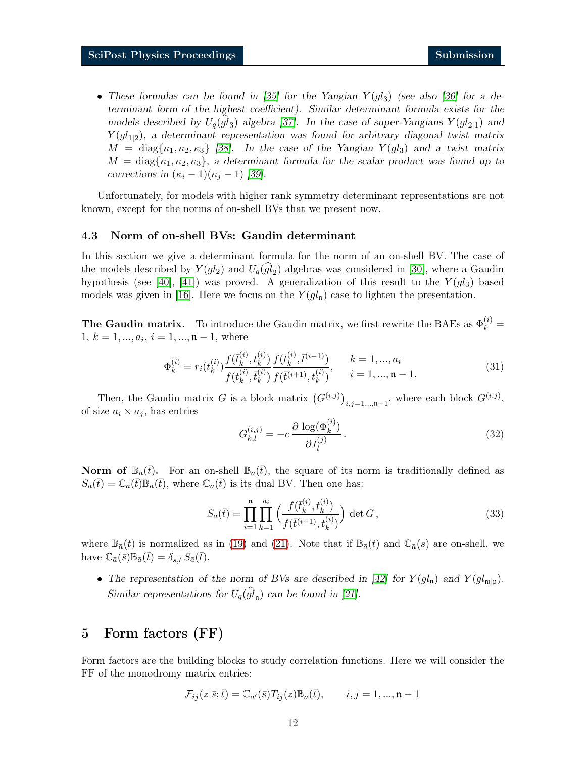- *These formulas can be found in [35] for the Yangian $Y(gl_3)$ (see also [36] for a determinant form of the highest coefficient). Similar determinant formula exists for the models described by $U_q(\widehat{gl}_3)$ algebra [37]. In the case of super-Yangians $Y(gl_{2|1})$ and $Y(gl_{1|2})$, a determinant representation was found for arbitrary diagonal twist matrix $M = \text{diag}\{\kappa_1, \kappa_2, \kappa_3\}$ [38]. In the case of the Yangian $Y(gl_3)$ and a twist matrix $M = \text{diag}\{\kappa_1, \kappa_2, \kappa_3\}$, a determinant formula for the scalar product was found up to corrections in $(\kappa_i - 1)(\kappa_j - 1)$ [39].*

Unfortunately, for models with higher rank symmetry determinant representations are not known, except for the norms of on-shell BVs that we present now.

### 4.3 Norm of on-shell BVs: Gaudin determinant

In this section we give a determinant formula for the norm of an on-shell BV. The case of the models described by $Y(gl_2)$ and $U_q(\widehat{gl}_2)$ algebras was considered in [30], where a Gaudin hypothesis (see [40], [41]) was proved. A generalization of this result to the $Y(gl_3)$ based models was given in [16]. Here we focus on the $Y(gl_\mathfrak{n})$ case to lighten the presentation.

**The Gaudin matrix.** To introduce the Gaudin matrix, we first rewrite the BAEs as $\Phi_k^{(i)} = 1$, $k = 1, ..., a_i$, $i = 1, ..., \mathfrak{n}-1$, where

$$\Phi_k^{(i)} = r_i(t_k^{(i)}) \frac{f(\bar t_k^{(i)}, t_k^{(i)})}{f(t_k^{(i)}, \bar t_k^{(i)})} \frac{f(t_k^{(i)}, \bar t^{(i-1)})}{f(\bar t^{(i+1)}, t_k^{(i)})}, \qquad \begin{array}{l} k = 1, ..., a_i \\ i = 1, ..., \mathfrak{n}-1. \end{array} \tag{31}$$

Then, the Gaudin matrix $G$ is a block matrix $\left(G^{(i,j)}\right)_{i,j=1,..,\mathfrak{n}-1}$, where each block $G^{(i,j)}$, of size $a_i \times a_j$, has entries

$$G_{k,l}^{(i,j)} = -c \, \frac{\partial \, \log(\Phi_k^{(i)})}{\partial \, t_l^{(j)}} \,. \tag{32}$$

**Norm of $\mathbb{B}_{\bar a}(\bar t)$.** For an on-shell $\mathbb{B}_{\bar a}(\bar t)$, the square of its norm is traditionally defined as $S_{\bar a}(\bar t) = \mathbb{C}_{\bar a}(\bar t)\mathbb{B}_{\bar a}(\bar t)$, where $\mathbb{C}_{\bar a}(\bar t)$ is its dual BV. Then one has:

$$S_{\bar a}(\bar t) = \prod_{i=1}^{\mathfrak{n}} \prod_{k=1}^{a_i} \Big( \frac{f(\bar t_k^{(i)}, t_k^{(i)})}{f(\bar t^{(i+1)}, t_k^{(i)})} \Big) \, \det G \,, \tag{33}$$

where $\mathbb{B}_{\bar a}(t)$ is normalized as in (19) and (21). Note that if $\mathbb{B}_{\bar a}(t)$ and $\mathbb{C}_{\bar a}(s)$ are on-shell, we have $\mathbb{C}_{\bar a}(\bar s)\mathbb{B}_{\bar a}(\bar t) = \delta_{\bar s, \bar t} \, S_{\bar a}(\bar t)$.

- *The representation of the norm of BVs are described in [42] for $Y(gl_\mathfrak{n})$ and $Y(gl_{\mathfrak{m}|\mathfrak{p}})$. Similar representations for $U_q(\widehat{gl}_\mathfrak{n})$ can be found in [21].*

## 5 Form factors (FF)

Form factors are the building blocks to study correlation functions. Here we will consider the FF of the monodromy matrix entries:

$$\mathcal{F}_{ij}(z|\bar s; \bar t) = \mathbb{C}_{\bar a'}(\bar s) T_{ij}(z) \mathbb{B}_{\bar a}(\bar t), \qquad i, j = 1, ..., \mathfrak{n}-1$$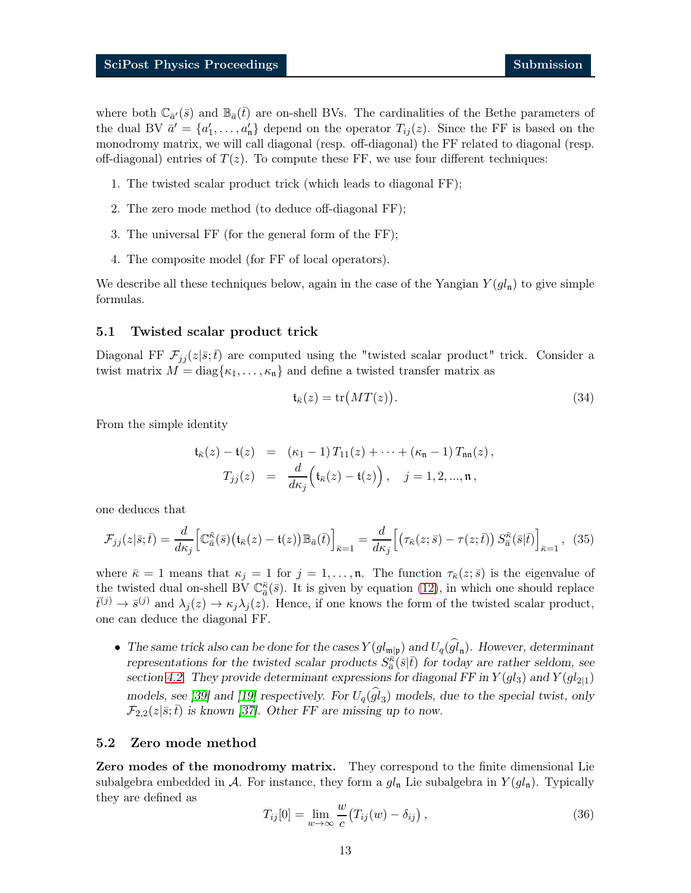where both $\mathbb{C}_{\bar{a}'}(\bar{s})$ and $\mathbb{B}_{\bar{a}}(\bar{t})$ are on-shell BVs. The cardinalities of the Bethe parameters of the dual BV $\bar{a}' = \{a'_1, \dots, a'_{\mathfrak{n}}\}$ depend on the operator $T_{ij}(z)$. Since the FF is based on the monodromy matrix, we will call diagonal (resp. off-diagonal) the FF related to diagonal (resp. off-diagonal) entries of $T(z)$. To compute these FF, we use four different techniques:

1. The twisted scalar product trick (which leads to diagonal FF);
2. The zero mode method (to deduce off-diagonal FF);
3. The universal FF (for the general form of the FF);
4. The composite model (for FF of local operators).

We describe all these techniques below, again in the case of the Yangian $Y(gl_{\mathfrak{n}})$ to give simple formulas.

### 5.1 Twisted scalar product trick

Diagonal FF $\mathcal{F}_{jj}(z|\bar{s};\bar{t})$ are computed using the "twisted scalar product" trick. Consider a twist matrix $M = \text{diag}\{\kappa_1, \dots, \kappa_{\mathfrak{n}}\}$ and define a twisted transfer matrix as

$$\mathfrak{t}_{\bar{\kappa}}(z) = \text{tr}\big(MT(z)\big). \tag{34}$$

From the simple identity

$$\begin{aligned}
\mathfrak{t}_{\bar{\kappa}}(z) - \mathfrak{t}(z) &= (\kappa_1 - 1)\, T_{11}(z) + \dots + (\kappa_{\mathfrak{n}} - 1)\, T_{\mathfrak{n}\mathfrak{n}}(z)\,, \\
T_{jj}(z) &= \frac{d}{d\kappa_j}\Big(\mathfrak{t}_{\bar{\kappa}}(z) - \mathfrak{t}(z)\Big)\,, \quad j = 1, 2, ..., \mathfrak{n}\,,
\end{aligned}$$

one deduces that

$$\mathcal{F}_{jj}(z|\bar{s};\bar{t}) = \frac{d}{d\kappa_j}\Big[\mathbb{C}^{\bar{\kappa}}_{\bar{a}}(\bar{s})\big(\mathfrak{t}_{\bar{\kappa}}(z) - \mathfrak{t}(z)\big)\mathbb{B}_{\bar{a}}(\bar{t})\Big]_{\bar{\kappa}=1} = \frac{d}{d\kappa_j}\Big[\Big(\tau_{\bar{\kappa}}(z;\bar{s}) - \tau(z;\bar{t})\Big)\, S^{\bar{\kappa}}_{\bar{a}}(\bar{s}|\bar{t})\Big]_{\bar{\kappa}=1}\,, \tag{35}$$

where $\bar{\kappa} = 1$ means that $\kappa_j = 1$ for $j = 1, \dots, \mathfrak{n}$. The function $\tau_{\bar{\kappa}}(z;\bar{s})$ is the eigenvalue of the twisted dual on-shell BV $\mathbb{C}^{\bar{\kappa}}_{\bar{a}}(\bar{s})$. It is given by equation (12), in which one should replace $\bar{t}^{(j)} \to \bar{s}^{(j)}$ and $\lambda_j(z) \to \kappa_j \lambda_j(z)$. Hence, if one knows the form of the twisted scalar product, one can deduce the diagonal FF.

- *The same trick also can be done for the cases $Y(gl_{\mathfrak{m}|\mathfrak{p}})$ and $U_q(\widehat{gl}_{\mathfrak{n}})$. However, determinant representations for the twisted scalar products $S^{\bar{\kappa}}_{\bar{a}}(\bar{s}|\bar{t})$ for today are rather seldom, see section 4.2. They provide determinant expressions for diagonal FF in $Y(gl_3)$ and $Y(gl_{2|1})$ models, see [39] and [19] respectively. For $U_q(\widehat{gl}_3)$ models, due to the special twist, only $\mathcal{F}_{2,2}(z|\bar{s};\bar{t})$ is known [37]. Other FF are missing up to now.*

### 5.2 Zero mode method

**Zero modes of the monodromy matrix.** They correspond to the finite dimensional Lie subalgebra embedded in $\mathcal{A}$. For instance, they form a $gl_{\mathfrak{n}}$ Lie subalgebra in $Y(gl_{\mathfrak{n}})$. Typically they are defined as

$$T_{ij}[0] = \lim_{w\to\infty} \frac{w}{c}\big(T_{ij}(w) - \delta_{ij}\big)\,, \tag{36}$$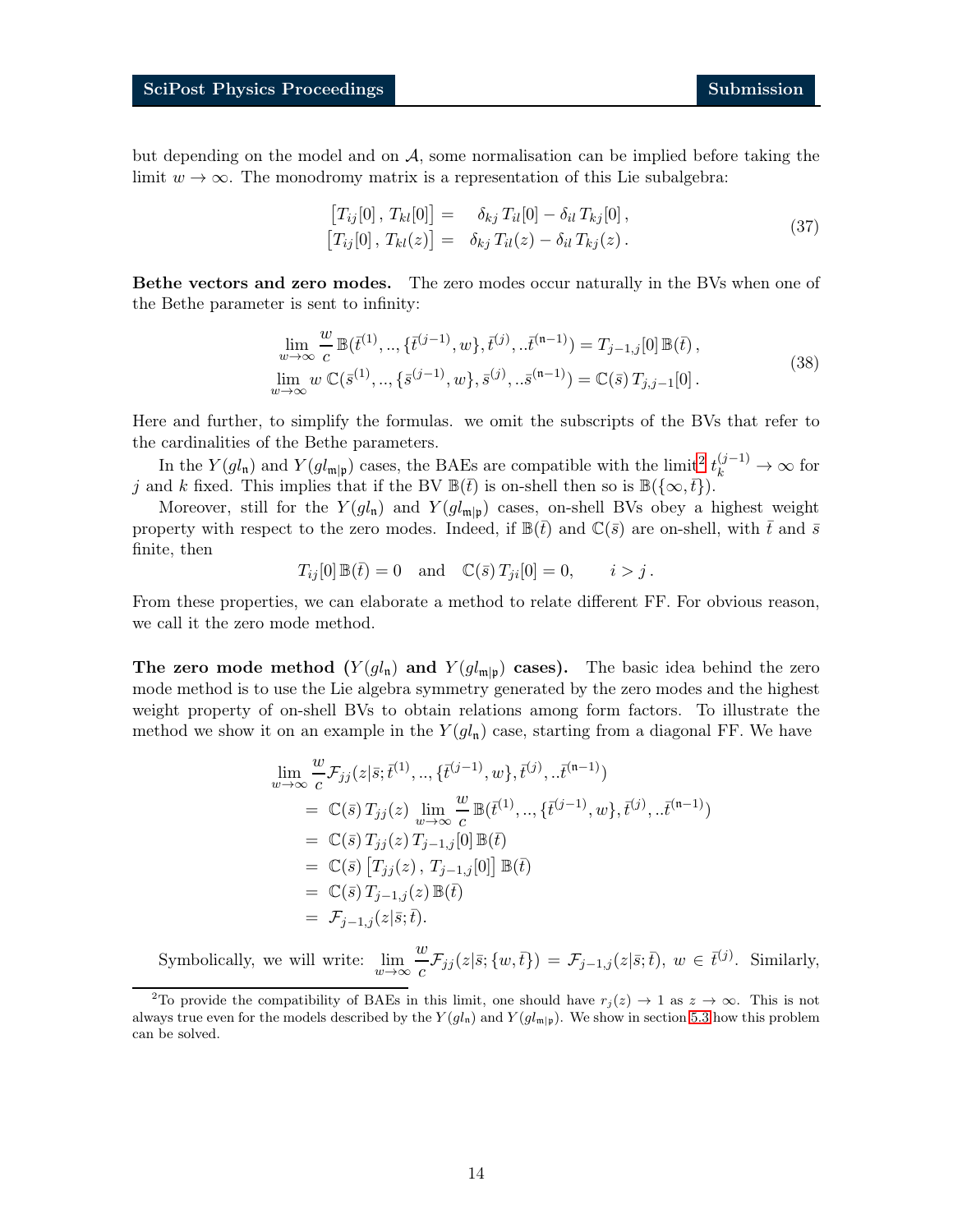but depending on the model and on $\mathcal{A}$, some normalisation can be implied before taking the limit $w \to \infty$. The monodromy matrix is a representation of this Lie subalgebra:

$$
\begin{aligned}
\big[T_{ij}[0]\,,\,T_{kl}[0]\big] &= \quad \delta_{kj}\,T_{il}[0] - \delta_{il}\,T_{kj}[0]\,,\\
\big[T_{ij}[0]\,,\,T_{kl}(z)\big] &= \quad \delta_{kj}\,T_{il}(z) - \delta_{il}\,T_{kj}(z)\,.
\end{aligned}
\tag{37}
$$

**Bethe vectors and zero modes.** The zero modes occur naturally in the BVs when one of the Bethe parameter is sent to infinity:

$$
\begin{aligned}
&\lim_{w\to\infty} \frac{w}{c}\,\mathbb{B}(\bar t^{(1)},..,\{\bar t^{(j-1)},w\},\bar t^{(j)},..\bar t^{(\mathfrak{n}-1)}) = T_{j-1,j}[0]\,\mathbb{B}(\bar t)\,,\\
&\lim_{w\to\infty} w\;\mathbb{C}(\bar s^{(1)},..,\{\bar s^{(j-1)},w\},\bar s^{(j)},..\bar s^{(\mathfrak{n}-1)}) = \mathbb{C}(\bar s)\,T_{j,j-1}[0]\,.
\end{aligned}
\tag{38}
$$

Here and further, to simplify the formulas. we omit the subscripts of the BVs that refer to the cardinalities of the Bethe parameters.

In the $Y(gl_{\mathfrak{n}})$ and $Y(gl_{\mathfrak{m}|\mathfrak{p}})$ cases, the BAEs are compatible with the limit[2] $t^{(j-1)}_k \to \infty$ for $j$ and $k$ fixed. This implies that if the BV $\mathbb{B}(\bar t)$ is on-shell then so is $\mathbb{B}(\{\infty,\bar t\})$.

Moreover, still for the $Y(gl_{\mathfrak{n}})$ and $Y(gl_{\mathfrak{m}|\mathfrak{p}})$ cases, on-shell BVs obey a highest weight property with respect to the zero modes. Indeed, if $\mathbb{B}(\bar t)$ and $\mathbb{C}(\bar s)$ are on-shell, with $\bar t$ and $\bar s$ finite, then

$$
T_{ij}[0]\,\mathbb{B}(\bar t) = 0 \quad \text{and} \quad \mathbb{C}(\bar s)\,T_{ji}[0] = 0, \qquad i > j\,.
$$

From these properties, we can elaborate a method to relate different FF. For obvious reason, we call it the zero mode method.

**The zero mode method ($Y(gl_{\mathfrak{n}})$ and $Y(gl_{\mathfrak{m}|\mathfrak{p}})$ cases).** The basic idea behind the zero mode method is to use the Lie algebra symmetry generated by the zero modes and the highest weight property of on-shell BVs to obtain relations among form factors. To illustrate the method we show it on an example in the $Y(gl_{\mathfrak{n}})$ case, starting from a diagonal FF. We have

$$
\begin{aligned}
&\lim_{w\to\infty} \frac{w}{c}\mathcal{F}_{jj}(z|\bar s;\bar t^{(1)},..,\{\bar t^{(j-1)},w\},\bar t^{(j)},..\bar t^{(\mathfrak{n}-1)})\\
&\quad=\; \mathbb{C}(\bar s)\,T_{jj}(z)\,\lim_{w\to\infty}\frac{w}{c}\,\mathbb{B}(\bar t^{(1)},..,\{\bar t^{(j-1)},w\},\bar t^{(j)},..\bar t^{(\mathfrak{n}-1)})\\
&\quad=\; \mathbb{C}(\bar s)\,T_{jj}(z)\,T_{j-1,j}[0]\,\mathbb{B}(\bar t)\\
&\quad=\; \mathbb{C}(\bar s)\,\big[T_{jj}(z)\,,\,T_{j-1,j}[0]\big]\,\mathbb{B}(\bar t)\\
&\quad=\; \mathbb{C}(\bar s)\,T_{j-1,j}(z)\,\mathbb{B}(\bar t)\\
&\quad=\; \mathcal{F}_{j-1,j}(z|\bar s;\bar t).
\end{aligned}
$$

Symbolically, we will write: $\lim\limits_{w\to\infty}\dfrac{w}{c}\mathcal{F}_{jj}(z|\bar s;\{w,\bar t\}) = \mathcal{F}_{j-1,j}(z|\bar s;\bar t)$, $w \in \bar t^{(j)}$. Similarly,

---

[2] To provide the compatibility of BAEs in this limit, one should have $r_j(z) \to 1$ as $z \to \infty$. This is not always true even for the models described by the $Y(gl_{\mathfrak{n}})$ and $Y(gl_{\mathfrak{m}|\mathfrak{p}})$. We show in section 5.3 how this problem can be solved.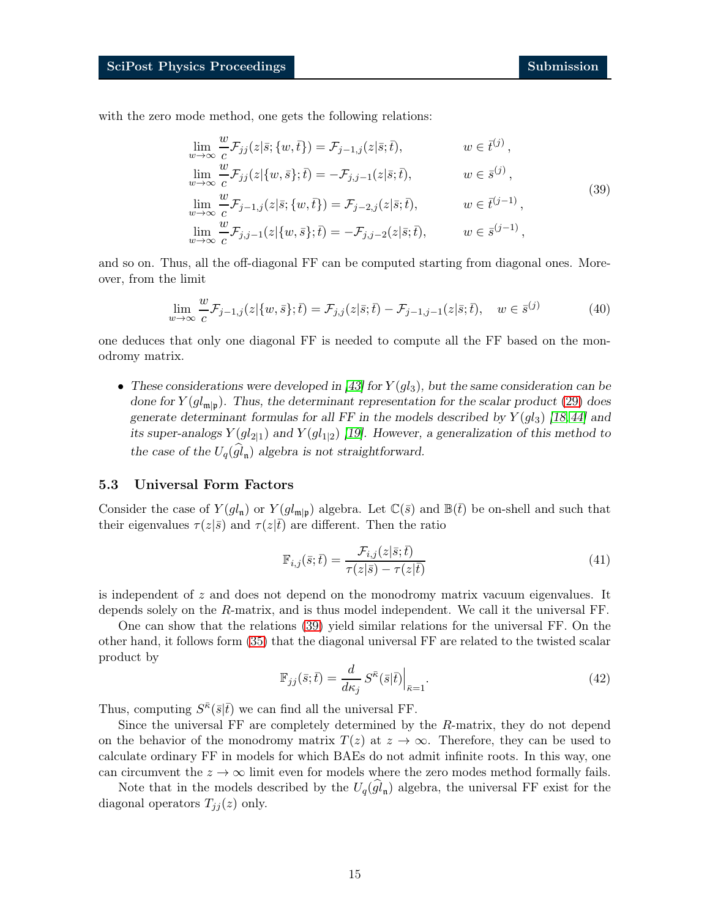with the zero mode method, one gets the following relations:

$$
\begin{aligned}
&\lim_{w\to\infty} \frac{w}{c}\mathcal{F}_{jj}(z|\bar{s};\{w,\bar{t}\}) = \mathcal{F}_{j-1,j}(z|\bar{s};\bar{t}), && w\in\bar{t}^{(j)}\,,\\
&\lim_{w\to\infty} \frac{w}{c}\mathcal{F}_{jj}(z|\{w,\bar{s}\};\bar{t}) = -\mathcal{F}_{j,j-1}(z|\bar{s};\bar{t}), && w\in\bar{s}^{(j)}\,,\\
&\lim_{w\to\infty} \frac{w}{c}\mathcal{F}_{j-1,j}(z|\bar{s};\{w,\bar{t}\}) = \mathcal{F}_{j-2,j}(z|\bar{s};\bar{t}), && w\in\bar{t}^{(j-1)}\,,\\
&\lim_{w\to\infty} \frac{w}{c}\mathcal{F}_{j,j-1}(z|\{w,\bar{s}\};\bar{t}) = -\mathcal{F}_{j,j-2}(z|\bar{s};\bar{t}), && w\in\bar{s}^{(j-1)}\,,
\end{aligned}
\tag{39}
$$

and so on. Thus, all the off-diagonal FF can be computed starting from diagonal ones. Moreover, from the limit

$$
\lim_{w\to\infty} \frac{w}{c}\mathcal{F}_{j-1,j}(z|\{w,\bar{s}\};\bar{t}) = \mathcal{F}_{j,j}(z|\bar{s};\bar{t}) - \mathcal{F}_{j-1,j-1}(z|\bar{s};\bar{t}), \quad w\in\bar{s}^{(j)} \tag{40}
$$

one deduces that only one diagonal FF is needed to compute all the FF based on the monodromy matrix.

- *These considerations were developed in [43] for $Y(gl_3)$, but the same consideration can be done for $Y(gl_{\mathfrak{m}|\mathfrak{p}})$. Thus, the determinant representation for the scalar product (29) does generate determinant formulas for all FF in the models described by $Y(gl_3)$ [18,44] and its super-analogs $Y(gl_{2|1})$ and $Y(gl_{1|2})$ [19]. However, a generalization of this method to the case of the $U_q(\widehat{gl}_{\mathfrak{n}})$ algebra is not straightforward.*

### 5.3 Universal Form Factors

Consider the case of $Y(gl_{\mathfrak{n}})$ or $Y(gl_{\mathfrak{m}|\mathfrak{p}})$ algebra. Let $\mathbb{C}(\bar{s})$ and $\mathbb{B}(\bar{t})$ be on-shell and such that their eigenvalues $\tau(z|\bar{s})$ and $\tau(z|\bar{t})$ are different. Then the ratio

$$
\mathbb{F}_{i,j}(\bar{s};\bar{t}) = \frac{\mathcal{F}_{i,j}(z|\bar{s};\bar{t})}{\tau(z|\bar{s})-\tau(z|\bar{t})} \tag{41}
$$

is independent of $z$ and does not depend on the monodromy matrix vacuum eigenvalues. It depends solely on the $R$-matrix, and is thus model independent. We call it the universal FF.

One can show that the relations (39) yield similar relations for the universal FF. On the other hand, it follows form (35) that the diagonal universal FF are related to the twisted scalar product by

$$
\mathbb{F}_{jj}(\bar{s};\bar{t}) = \frac{d}{d\kappa_j}\, S^{\bar{\kappa}}(\bar{s}|\bar{t})\Big|_{\bar{\kappa}=1}. \tag{42}
$$

Thus, computing $S^{\bar{\kappa}}(\bar{s}|\bar{t})$ we can find all the universal FF.

Since the universal FF are completely determined by the $R$-matrix, they do not depend on the behavior of the monodromy matrix $T(z)$ at $z\to\infty$. Therefore, they can be used to calculate ordinary FF in models for which BAEs do not admit infinite roots. In this way, one can circumvent the $z\to\infty$ limit even for models where the zero modes method formally fails.

Note that in the models described by the $U_q(\widehat{gl}_{\mathfrak{n}})$ algebra, the universal FF exist for the diagonal operators $T_{jj}(z)$ only.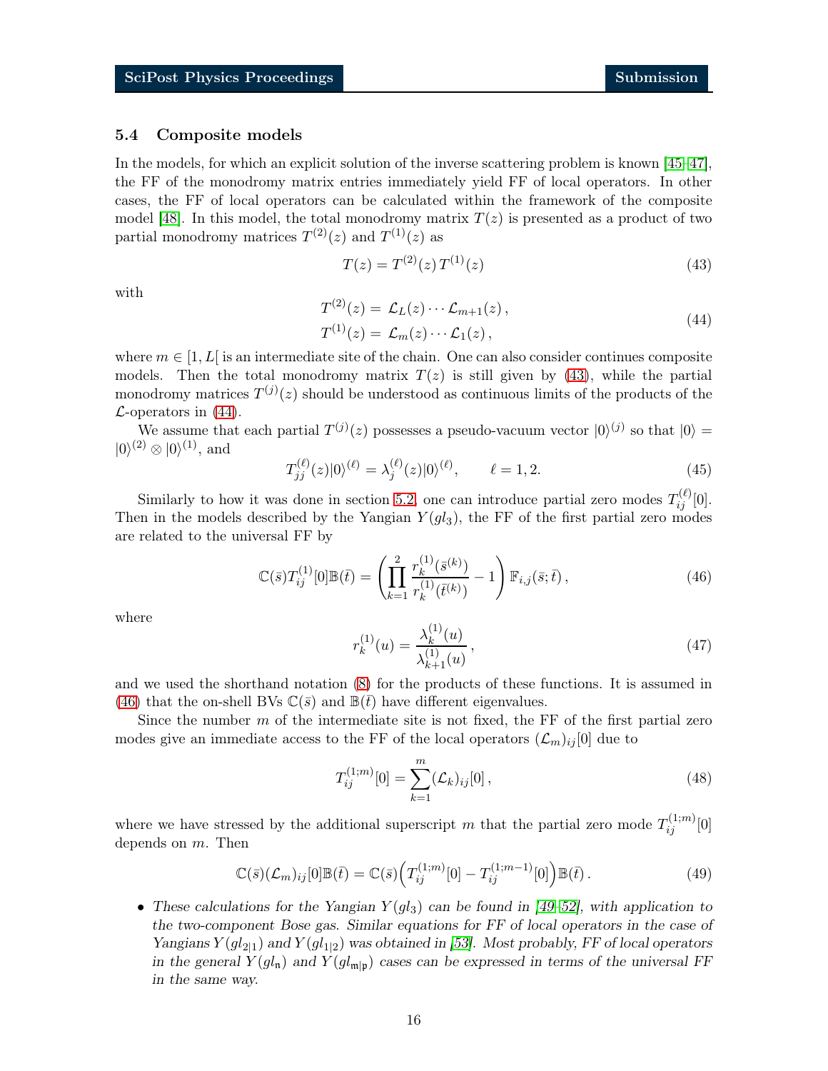### 5.4 Composite models

In the models, for which an explicit solution of the inverse scattering problem is known [45–47], the FF of the monodromy matrix entries immediately yield FF of local operators. In other cases, the FF of local operators can be calculated within the framework of the composite model [48]. In this model, the total monodromy matrix $T(z)$ is presented as a product of two partial monodromy matrices $T^{(2)}(z)$ and $T^{(1)}(z)$ as

$$
T(z) = T^{(2)}(z)\, T^{(1)}(z) \tag{43}
$$

with

$$
\begin{aligned}
T^{(2)}(z) &= \mathcal{L}_L(z) \cdots \mathcal{L}_{m+1}(z)\,, \\
T^{(1)}(z) &= \mathcal{L}_m(z) \cdots \mathcal{L}_1(z)\,,
\end{aligned} \tag{44}
$$

where $m \in [1, L[$ is an intermediate site of the chain. One can also consider continues composite models. Then the total monodromy matrix $T(z)$ is still given by (43), while the partial monodromy matrices $T^{(j)}(z)$ should be understood as continuous limits of the products of the $\mathcal{L}$-operators in (44).

We assume that each partial $T^{(j)}(z)$ possesses a pseudo-vacuum vector $|0\rangle^{(j)}$ so that $|0\rangle = |0\rangle^{(2)} \otimes |0\rangle^{(1)}$, and

$$
T^{(\ell)}_{jj}(z)|0\rangle^{(\ell)} = \lambda^{(\ell)}_j(z)|0\rangle^{(\ell)}, \qquad \ell = 1, 2. \tag{45}
$$

Similarly to how it was done in section 5.2, one can introduce partial zero modes $T^{(\ell)}_{ij}[0]$. Then in the models described by the Yangian $Y(gl_3)$, the FF of the first partial zero modes are related to the universal FF by

$$
\mathbb{C}(\bar{s})T^{(1)}_{ij}[0]\mathbb{B}(\bar{t}) = \left(\prod_{k=1}^{2} \frac{r^{(1)}_k(\bar{s}^{(k)})}{r^{(1)}_k(\bar{t}^{(k)})} - 1\right) \mathbb{F}_{i,j}(\bar{s}; \bar{t})\,, \tag{46}
$$

where

$$
r^{(1)}_k(u) = \frac{\lambda^{(1)}_k(u)}{\lambda^{(1)}_{k+1}(u)}\,, \tag{47}
$$

and we used the shorthand notation (8) for the products of these functions. It is assumed in (46) that the on-shell BVs $\mathbb{C}(\bar{s})$ and $\mathbb{B}(\bar{t})$ have different eigenvalues.

Since the number $m$ of the intermediate site is not fixed, the FF of the first partial zero modes give an immediate access to the FF of the local operators $(\mathcal{L}_m)_{ij}[0]$ due to

$$
T^{(1;m)}_{ij}[0] = \sum_{k=1}^{m} (\mathcal{L}_k)_{ij}[0]\,, \tag{48}
$$

where we have stressed by the additional superscript $m$ that the partial zero mode $T^{(1;m)}_{ij}[0]$ depends on $m$. Then

$$
\mathbb{C}(\bar{s})(\mathcal{L}_m)_{ij}[0]\mathbb{B}(\bar{t}) = \mathbb{C}(\bar{s})\Big(T^{(1;m)}_{ij}[0] - T^{(1;m-1)}_{ij}[0]\Big)\mathbb{B}(\bar{t})\,. \tag{49}
$$

- *These calculations for the Yangian $Y(gl_3)$ can be found in [49–52], with application to the two-component Bose gas. Similar equations for FF of local operators in the case of Yangians $Y(gl_{2|1})$ and $Y(gl_{1|2})$ was obtained in [53]. Most probably, FF of local operators in the general $Y(gl_{\mathfrak{n}})$ and $Y(gl_{\mathfrak{m}|\mathfrak{p}})$ cases can be expressed in terms of the universal FF in the same way.*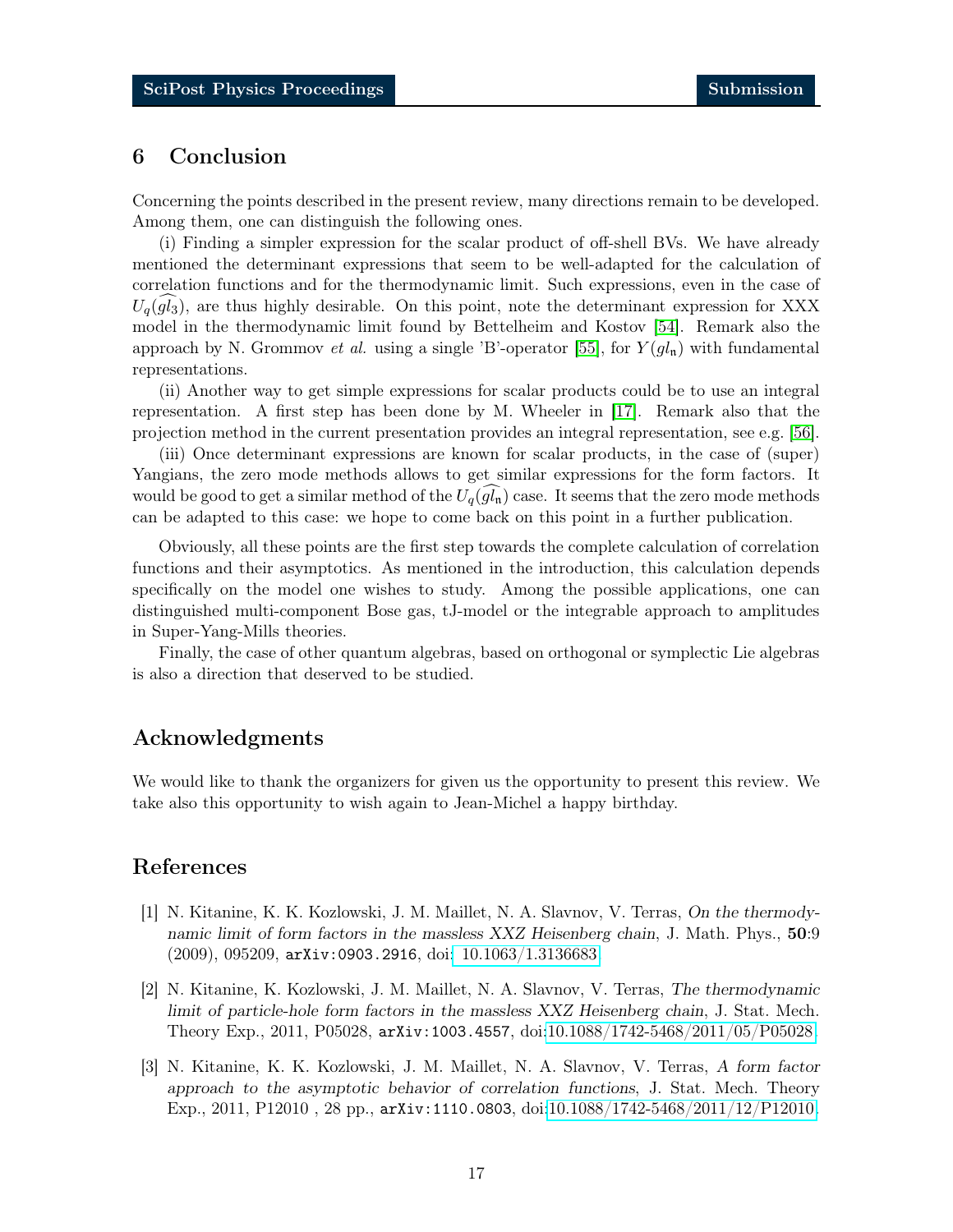## 6 Conclusion

Concerning the points described in the present review, many directions remain to be developed. Among them, one can distinguish the following ones.

(i) Finding a simpler expression for the scalar product of off-shell BVs. We have already mentioned the determinant expressions that seem to be well-adapted for the calculation of correlation functions and for the thermodynamic limit. Such expressions, even in the case of $U_q(\widehat{gl_3})$, are thus highly desirable. On this point, note the determinant expression for XXX model in the thermodynamic limit found by Bettelheim and Kostov [54]. Remark also the approach by N. Grommov *et al.* using a single 'B'-operator [55], for $Y(gl_\mathfrak{n})$ with fundamental representations.

(ii) Another way to get simple expressions for scalar products could be to use an integral representation. A first step has been done by M. Wheeler in [17]. Remark also that the projection method in the current presentation provides an integral representation, see e.g. [56].

(iii) Once determinant expressions are known for scalar products, in the case of (super) Yangians, the zero mode methods allows to get similar expressions for the form factors. It would be good to get a similar method of the $U_q(\widehat{gl_\mathfrak{n}})$ case. It seems that the zero mode methods can be adapted to this case: we hope to come back on this point in a further publication.

Obviously, all these points are the first step towards the complete calculation of correlation functions and their asymptotics. As mentioned in the introduction, this calculation depends specifically on the model one wishes to study. Among the possible applications, one can distinguished multi-component Bose gas, tJ-model or the integrable approach to amplitudes in Super-Yang-Mills theories.

Finally, the case of other quantum algebras, based on orthogonal or symplectic Lie algebras is also a direction that deserved to be studied.

## Acknowledgments

We would like to thank the organizers for given us the opportunity to present this review. We take also this opportunity to wish again to Jean-Michel a happy birthday.

## References

[1] N. Kitanine, K. K. Kozlowski, J. M. Maillet, N. A. Slavnov, V. Terras, *On the thermodynamic limit of form factors in the massless XXZ Heisenberg chain*, J. Math. Phys., **50**:9 (2009), 095209, arXiv:0903.2916, doi: 10.1063/1.3136683

[2] N. Kitanine, K. Kozlowski, J. M. Maillet, N. A. Slavnov, V. Terras, *The thermodynamic limit of particle-hole form factors in the massless XXZ Heisenberg chain*, J. Stat. Mech. Theory Exp., 2011, P05028, arXiv:1003.4557, doi:10.1088/1742-5468/2011/05/P05028.

[3] N. Kitanine, K. K. Kozlowski, J. M. Maillet, N. A. Slavnov, V. Terras, *A form factor approach to the asymptotic behavior of correlation functions*, J. Stat. Mech. Theory Exp., 2011, P12010 , 28 pp., arXiv:1110.0803, doi:10.1088/1742-5468/2011/12/P12010.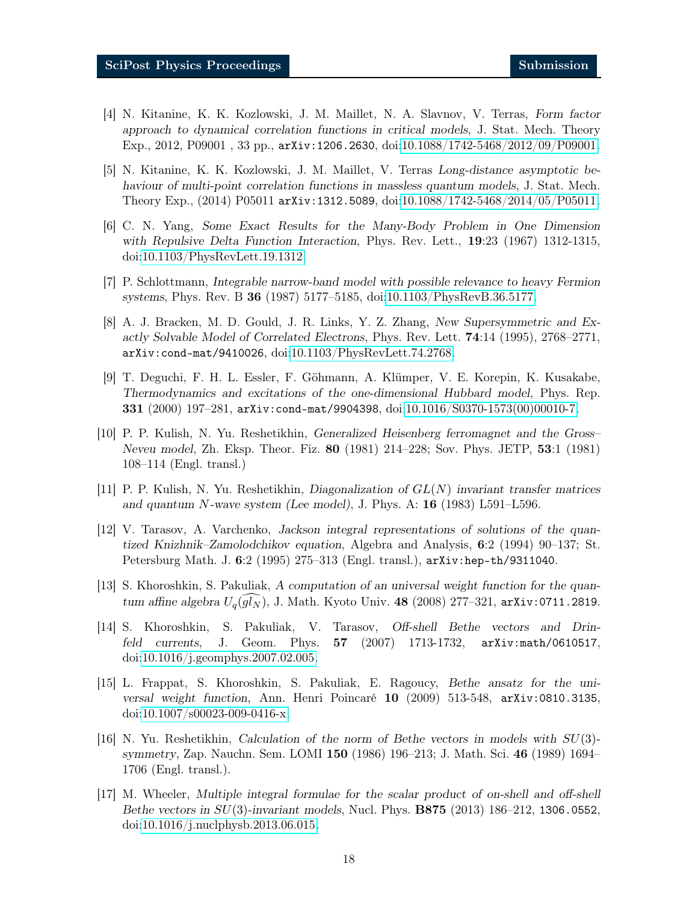[4] N. Kitanine, K. K. Kozlowski, J. M. Maillet, N. A. Slavnov, V. Terras, *Form factor approach to dynamical correlation functions in critical models*, J. Stat. Mech. Theory Exp., 2012, P09001 , 33 pp., `arXiv:1206.2630`, doi:10.1088/1742-5468/2012/09/P09001.

[5] N. Kitanine, K. K. Kozlowski, J. M. Maillet, V. Terras *Long-distance asymptotic behaviour of multi-point correlation functions in massless quantum models*, J. Stat. Mech. Theory Exp., (2014) P05011 `arXiv:1312.5089`, doi:10.1088/1742-5468/2014/05/P05011.

[6] C. N. Yang, *Some Exact Results for the Many-Body Problem in One Dimension with Repulsive Delta Function Interaction*, Phys. Rev. Lett., **19**:23 (1967) 1312-1315, doi:10.1103/PhysRevLett.19.1312.

[7] P. Schlottmann, *Integrable narrow-band model with possible relevance to heavy Fermion systems*, Phys. Rev. B **36** (1987) 5177–5185, doi:10.1103/PhysRevB.36.5177.

[8] A. J. Bracken, M. D. Gould, J. R. Links, Y. Z. Zhang, *New Supersymmetric and Exactly Solvable Model of Correlated Electrons*, Phys. Rev. Lett. **74**:14 (1995), 2768–2771, `arXiv:cond-mat/9410026`, doi:10.1103/PhysRevLett.74.2768.

[9] T. Deguchi, F. H. L. Essler, F. Göhmann, A. Klümper, V. E. Korepin, K. Kusakabe, *Thermodynamics and excitations of the one-dimensional Hubbard model*, Phys. Rep. **331** (2000) 197–281, `arXiv:cond-mat/9904398`, doi:10.1016/S0370-1573(00)00010-7.

[10] P. P. Kulish, N. Yu. Reshetikhin, *Generalized Heisenberg ferromagnet and the Gross–Neveu model*, Zh. Eksp. Theor. Fiz. **80** (1981) 214–228; Sov. Phys. JETP, **53**:1 (1981) 108–114 (Engl. transl.)

[11] P. P. Kulish, N. Yu. Reshetikhin, *Diagonalization of $GL(N)$ invariant transfer matrices and quantum $N$-wave system (Lee model)*, J. Phys. A: **16** (1983) L591–L596.

[12] V. Tarasov, A. Varchenko, *Jackson integral representations of solutions of the quantized Knizhnik–Zamolodchikov equation*, Algebra and Analysis, **6**:2 (1994) 90–137; St. Petersburg Math. J. **6**:2 (1995) 275–313 (Engl. transl.), `arXiv:hep-th/9311040`.

[13] S. Khoroshkin, S. Pakuliak, *A computation of an universal weight function for the quantum affine algebra $U_q(\widehat{gl_N})$*, J. Math. Kyoto Univ. **48** (2008) 277–321, `arXiv:0711.2819`.

[14] S. Khoroshkin, S. Pakuliak, V. Tarasov, *Off-shell Bethe vectors and Drinfeld currents*, J. Geom. Phys. **57** (2007) 1713-1732, `arXiv:math/0610517`, doi:10.1016/j.geomphys.2007.02.005.

[15] L. Frappat, S. Khoroshkin, S. Pakuliak, E. Ragoucy, *Bethe ansatz for the universal weight function*, Ann. Henri Poincaré **10** (2009) 513-548, `arXiv:0810.3135`, doi:10.1007/s00023-009-0416-x.

[16] N. Yu. Reshetikhin, *Calculation of the norm of Bethe vectors in models with $SU(3)$-symmetry*, Zap. Nauchn. Sem. LOMI **150** (1986) 196–213; J. Math. Sci. **46** (1989) 1694–1706 (Engl. transl.).

[17] M. Wheeler, *Multiple integral formulae for the scalar product of on-shell and off-shell Bethe vectors in $SU(3)$-invariant models*, Nucl. Phys. **B875** (2013) 186–212, `1306.0552`, doi:10.1016/j.nuclphysb.2013.06.015.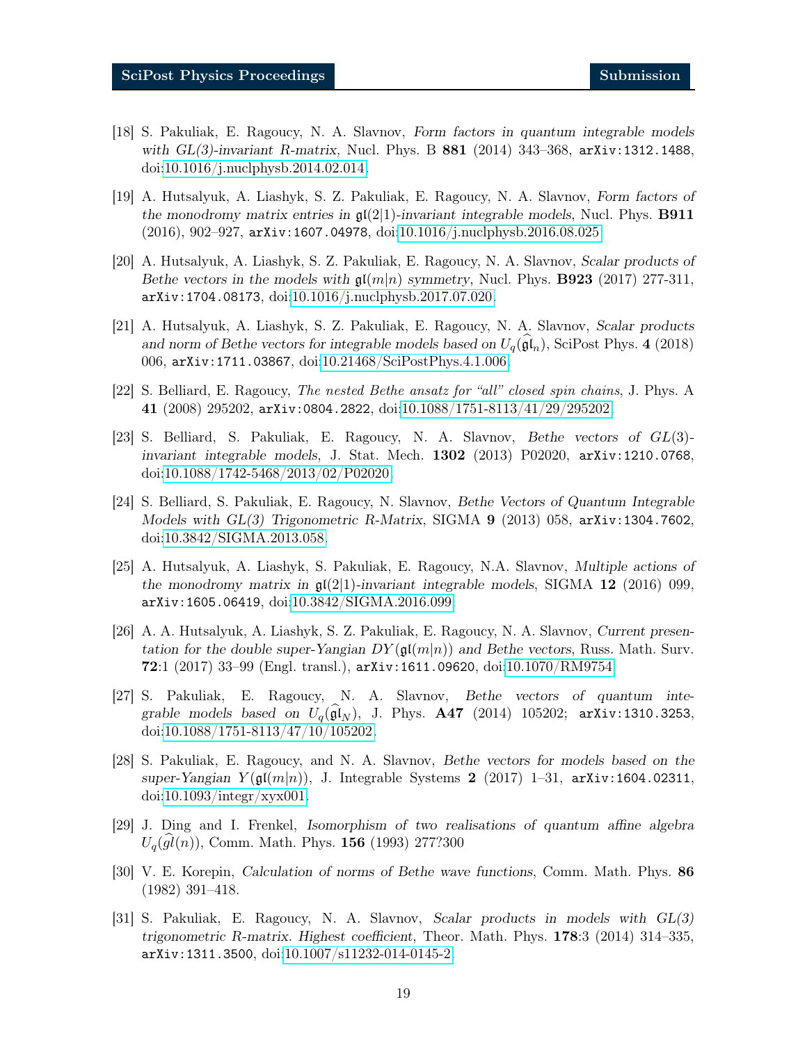[18] S. Pakuliak, E. Ragoucy, N. A. Slavnov, *Form factors in quantum integrable models with GL(3)-invariant R-matrix,* Nucl. Phys. B **881** (2014) 343–368, `arXiv:1312.1488`, doi:10.1016/j.nuclphysb.2014.02.014.

[19] A. Hutsalyuk, A. Liashyk, S. Z. Pakuliak, E. Ragoucy, N. A. Slavnov, *Form factors of the monodromy matrix entries in $\mathfrak{gl}(2|1)$-invariant integrable models*, Nucl. Phys. **B911** (2016), 902–927, `arXiv:1607.04978`, doi:10.1016/j.nuclphysb.2016.08.025.

[20] A. Hutsalyuk, A. Liashyk, S. Z. Pakuliak, E. Ragoucy, N. A. Slavnov, *Scalar products of Bethe vectors in the models with $\mathfrak{gl}(m|n)$ symmetry*, Nucl. Phys. **B923** (2017) 277-311, `arXiv:1704.08173`, doi:10.1016/j.nuclphysb.2017.07.020.

[21] A. Hutsalyuk, A. Liashyk, S. Z. Pakuliak, E. Ragoucy, N. A. Slavnov, *Scalar products and norm of Bethe vectors for integrable models based on $U_q(\widehat{\mathfrak{gl}}_n)$*, SciPost Phys. **4** (2018) 006, `arXiv:1711.03867`, doi:10.21468/SciPostPhys.4.1.006.

[22] S. Belliard, E. Ragoucy, *The nested Bethe ansatz for "all" closed spin chains*, J. Phys. A **41** (2008) 295202, `arXiv:0804.2822`, doi:10.1088/1751-8113/41/29/295202.

[23] S. Belliard, S. Pakuliak, E. Ragoucy, N. A. Slavnov, *Bethe vectors of $GL(3)$-invariant integrable models*, J. Stat. Mech. **1302** (2013) P02020, `arXiv:1210.0768`, doi:10.1088/1742-5468/2013/02/P02020.

[24] S. Belliard, S. Pakuliak, E. Ragoucy, N. Slavnov, *Bethe Vectors of Quantum Integrable Models with GL(3) Trigonometric R-Matrix*, SIGMA **9** (2013) 058, `arXiv:1304.7602`, doi:10.3842/SIGMA.2013.058.

[25] A. Hutsalyuk, A. Liashyk, S. Pakuliak, E. Ragoucy, N.A. Slavnov, *Multiple actions of the monodromy matrix in $\mathfrak{gl}(2|1)$-invariant integrable models*, SIGMA **12** (2016) 099, `arXiv:1605.06419`, doi:10.3842/SIGMA.2016.099.

[26] A. A. Hutsalyuk, A. Liashyk, S. Z. Pakuliak, E. Ragoucy, N. A. Slavnov, *Current presentation for the double super-Yangian $DY(\mathfrak{gl}(m|n))$ and Bethe vectors*, Russ. Math. Surv. **72**:1 (2017) 33–99 (Engl. transl.), `arXiv:1611.09620`, doi:10.1070/RM9754.

[27] S. Pakuliak, E. Ragoucy, N. A. Slavnov, *Bethe vectors of quantum integrable models based on $U_q(\widehat{\mathfrak{gl}}_N)$*, J. Phys. **A47** (2014) 105202; `arXiv:1310.3253`, doi:10.1088/1751-8113/47/10/105202.

[28] S. Pakuliak, E. Ragoucy, and N. A. Slavnov, *Bethe vectors for models based on the super-Yangian $Y(\mathfrak{gl}(m|n))$*, J. Integrable Systems **2** (2017) 1–31, `arXiv:1604.02311`, doi:10.1093/integr/xyx001.

[29] J. Ding and I. Frenkel, *Isomorphism of two realisations of quantum affine algebra $U_q(\widehat{gl}(n))$*, Comm. Math. Phys. **156** (1993) 277?300

[30] V. E. Korepin, *Calculation of norms of Bethe wave functions*, Comm. Math. Phys. **86** (1982) 391–418.

[31] S. Pakuliak, E. Ragoucy, N. A. Slavnov, *Scalar products in models with GL(3) trigonometric R-matrix. Highest coefficient*, Theor. Math. Phys. **178**:3 (2014) 314–335, `arXiv:1311.3500`, doi:10.1007/s11232-014-0145-2.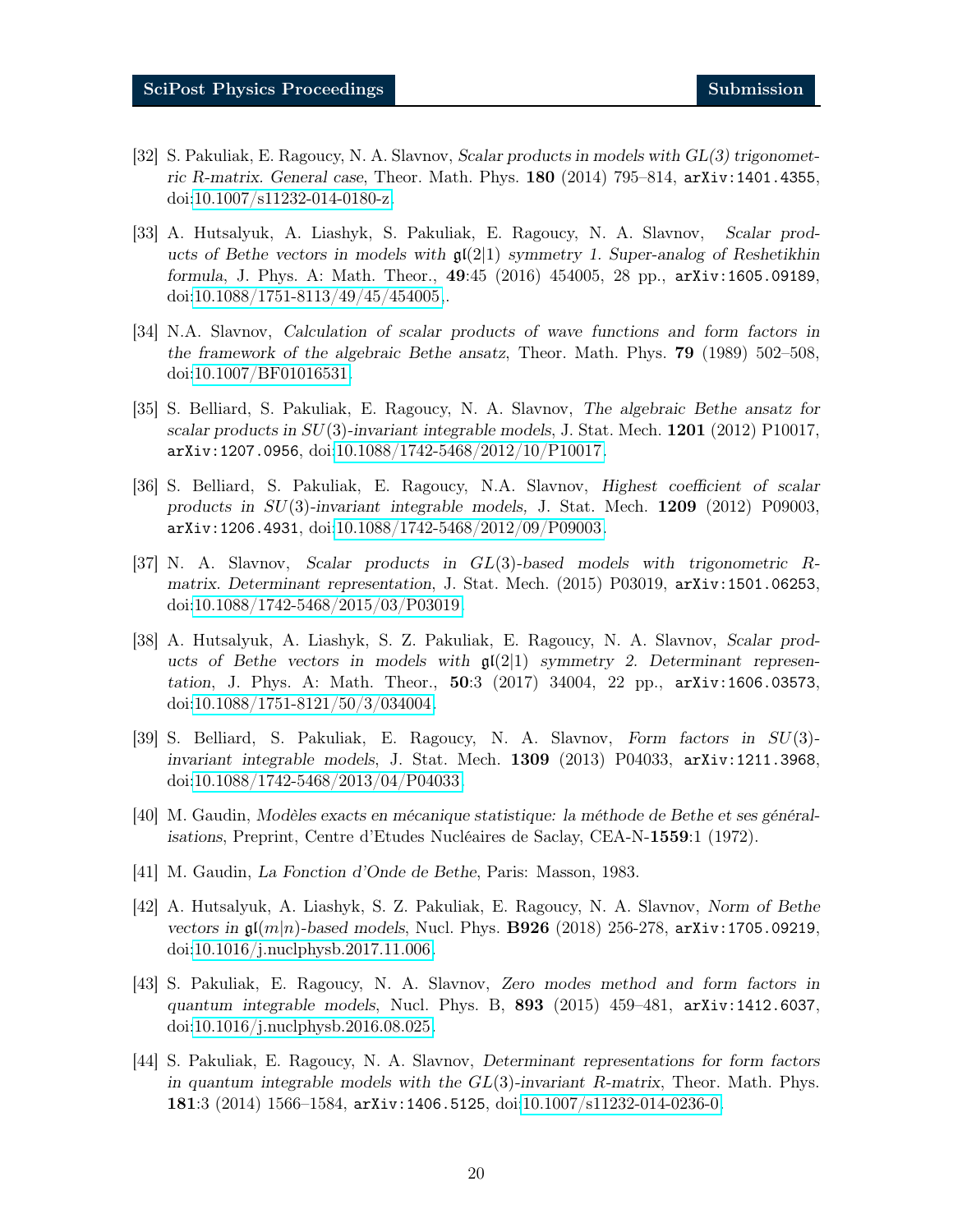[32] S. Pakuliak, E. Ragoucy, N. A. Slavnov, *Scalar products in models with GL(3) trigonometric R-matrix. General case*, Theor. Math. Phys. **180** (2014) 795–814, `arXiv:1401.4355`, doi:10.1007/s11232-014-0180-z.

[33] A. Hutsalyuk, A. Liashyk, S. Pakuliak, E. Ragoucy, N. A. Slavnov, *Scalar products of Bethe vectors in models with $\mathfrak{gl}(2|1)$ symmetry 1. Super-analog of Reshetikhin formula*, J. Phys. A: Math. Theor., **49**:45 (2016) 454005, 28 pp., `arXiv:1605.09189`, doi:10.1088/1751-8113/49/45/454005..

[34] N.A. Slavnov, *Calculation of scalar products of wave functions and form factors in the framework of the algebraic Bethe ansatz*, Theor. Math. Phys. **79** (1989) 502–508, doi:10.1007/BF01016531.

[35] S. Belliard, S. Pakuliak, E. Ragoucy, N. A. Slavnov, *The algebraic Bethe ansatz for scalar products in $SU(3)$-invariant integrable models*, J. Stat. Mech. **1201** (2012) P10017, `arXiv:1207.0956`, doi:10.1088/1742-5468/2012/10/P10017.

[36] S. Belliard, S. Pakuliak, E. Ragoucy, N.A. Slavnov, *Highest coefficient of scalar products in $SU(3)$-invariant integrable models*, J. Stat. Mech. **1209** (2012) P09003, `arXiv:1206.4931`, doi:10.1088/1742-5468/2012/09/P09003.

[37] N. A. Slavnov, *Scalar products in $GL(3)$-based models with trigonometric R-matrix. Determinant representation*, J. Stat. Mech. (2015) P03019, `arXiv:1501.06253`, doi:10.1088/1742-5468/2015/03/P03019.

[38] A. Hutsalyuk, A. Liashyk, S. Z. Pakuliak, E. Ragoucy, N. A. Slavnov, *Scalar products of Bethe vectors in models with $\mathfrak{gl}(2|1)$ symmetry 2. Determinant representation*, J. Phys. A: Math. Theor., **50**:3 (2017) 34004, 22 pp., `arXiv:1606.03573`, doi:10.1088/1751-8121/50/3/034004.

[39] S. Belliard, S. Pakuliak, E. Ragoucy, N. A. Slavnov, *Form factors in $SU(3)$-invariant integrable models*, J. Stat. Mech. **1309** (2013) P04033, `arXiv:1211.3968`, doi:10.1088/1742-5468/2013/04/P04033.

[40] M. Gaudin, *Modèles exacts en mécanique statistique: la méthode de Bethe et ses généralisations*, Preprint, Centre d'Etudes Nucléaires de Saclay, CEA-N-**1559**:1 (1972).

[41] M. Gaudin, *La Fonction d'Onde de Bethe*, Paris: Masson, 1983.

[42] A. Hutsalyuk, A. Liashyk, S. Z. Pakuliak, E. Ragoucy, N. A. Slavnov, *Norm of Bethe vectors in $\mathfrak{gl}(m|n)$-based models*, Nucl. Phys. **B926** (2018) 256-278, `arXiv:1705.09219`, doi:10.1016/j.nuclphysb.2017.11.006.

[43] S. Pakuliak, E. Ragoucy, N. A. Slavnov, *Zero modes method and form factors in quantum integrable models*, Nucl. Phys. B, **893** (2015) 459–481, `arXiv:1412.6037`, doi:10.1016/j.nuclphysb.2016.08.025.

[44] S. Pakuliak, E. Ragoucy, N. A. Slavnov, *Determinant representations for form factors in quantum integrable models with the $GL(3)$-invariant R-matrix*, Theor. Math. Phys. **181**:3 (2014) 1566–1584, `arXiv:1406.5125`, doi:10.1007/s11232-014-0236-0.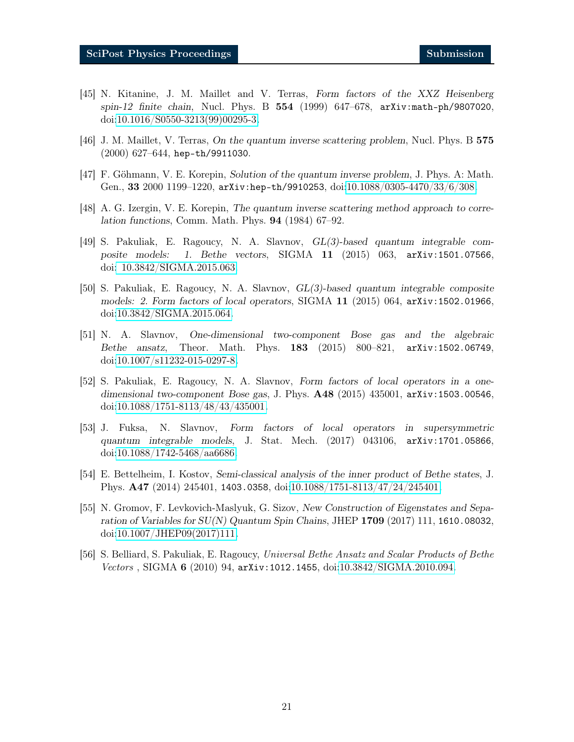[45] N. Kitanine, J. M. Maillet and V. Terras, *Form factors of the XXZ Heisenberg spin-12 finite chain*, Nucl. Phys. B **554** (1999) 647–678, `arXiv:math-ph/9807020`, doi:10.1016/S0550-3213(99)00295-3.

[46] J. M. Maillet, V. Terras, *On the quantum inverse scattering problem*, Nucl. Phys. B **575** (2000) 627–644, `hep-th/9911030`.

[47] F. Göhmann, V. E. Korepin, *Solution of the quantum inverse problem*, J. Phys. A: Math. Gen., **33** 2000 1199–1220, `arXiv:hep-th/9910253`, doi:10.1088/0305-4470/33/6/308.

[48] A. G. Izergin, V. E. Korepin, *The quantum inverse scattering method approach to correlation functions*, Comm. Math. Phys. **94** (1984) 67–92.

[49] S. Pakuliak, E. Ragoucy, N. A. Slavnov, *GL(3)-based quantum integrable composite models: 1. Bethe vectors*, SIGMA **11** (2015) 063, `arXiv:1501.07566`, doi: 10.3842/SIGMA.2015.063.

[50] S. Pakuliak, E. Ragoucy, N. A. Slavnov, *GL(3)-based quantum integrable composite models: 2. Form factors of local operators*, SIGMA **11** (2015) 064, `arXiv:1502.01966`, doi:10.3842/SIGMA.2015.064.

[51] N. A. Slavnov, *One-dimensional two-component Bose gas and the algebraic Bethe ansatz*, Theor. Math. Phys. **183** (2015) 800–821, `arXiv:1502.06749`, doi:10.1007/s11232-015-0297-8.

[52] S. Pakuliak, E. Ragoucy, N. A. Slavnov, *Form factors of local operators in a one-dimensional two-component Bose gas*, J. Phys. **A48** (2015) 435001, `arXiv:1503.00546`, doi:10.1088/1751-8113/48/43/435001.

[53] J. Fuksa, N. Slavnov, *Form factors of local operators in supersymmetric quantum integrable models*, J. Stat. Mech. (2017) 043106, `arXiv:1701.05866`, doi:10.1088/1742-5468/aa6686.

[54] E. Bettelheim, I. Kostov, *Semi-classical analysis of the inner product of Bethe states*, J. Phys. **A47** (2014) 245401, `1403.0358`, doi:10.1088/1751-8113/47/24/245401.

[55] N. Gromov, F. Levkovich-Maslyuk, G. Sizov, *New Construction of Eigenstates and Separation of Variables for SU(N) Quantum Spin Chains*, JHEP **1709** (2017) 111, `1610.08032`, doi:10.1007/JHEP09(2017)111.

[56] S. Belliard, S. Pakuliak, E. Ragoucy, *Universal Bethe Ansatz and Scalar Products of Bethe Vectors* , SIGMA **6** (2010) 94, `arXiv:1012.1455`, doi:10.3842/SIGMA.2010.094.